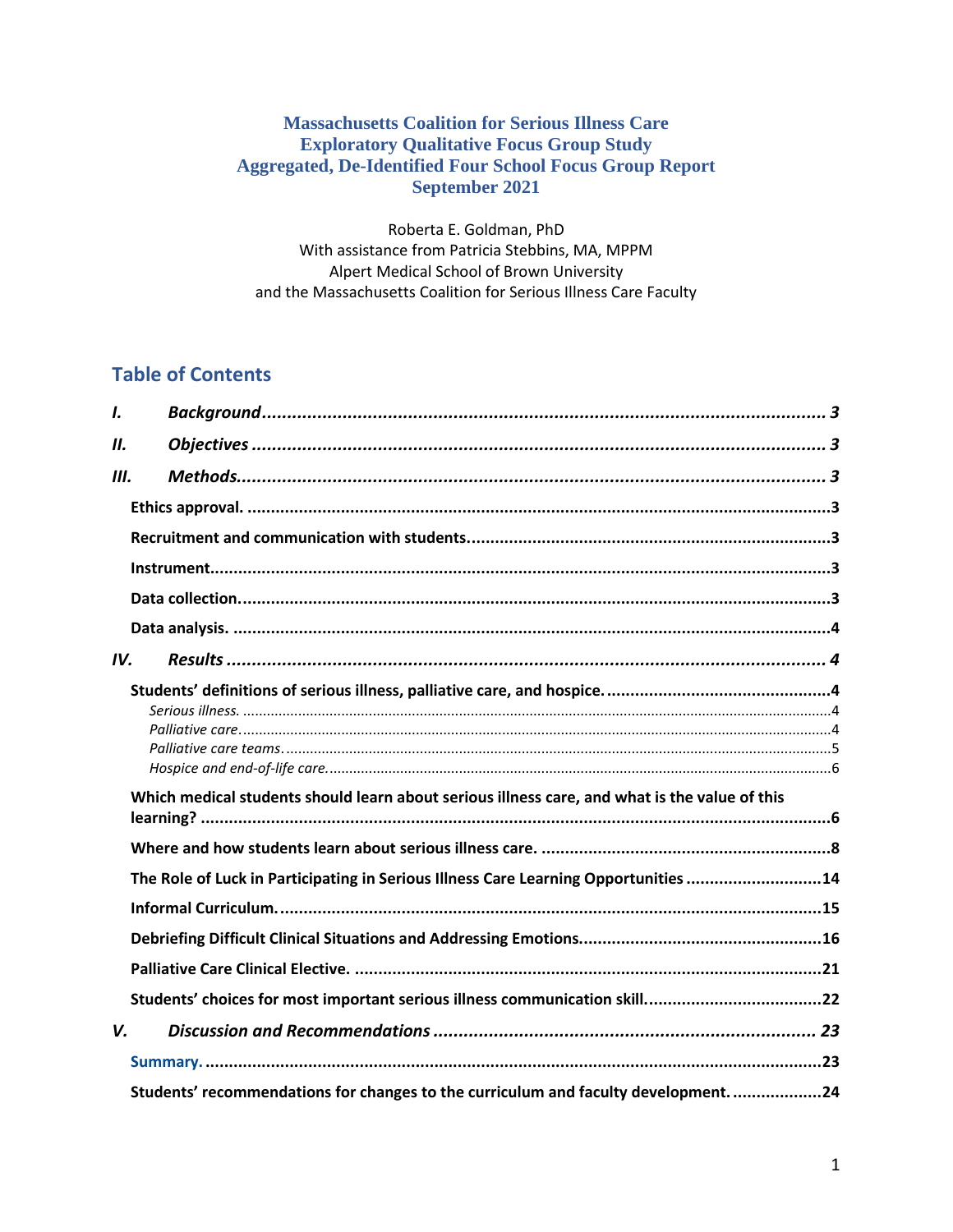# Massachusetts Coalition for Serious Illness Care
# Exploratory Qualitative Focus Group Study
# Aggregated, De-Identified Four School Focus Group Report
# September 2021

Roberta E. Goldman, PhD
With assistance from Patricia Stebbins, MA, MPPM
Alpert Medical School of Brown University
and the Massachusetts Coalition for Serious Illness Care Faculty

## Table of Contents

***I. Background*** ... ***3***

***II. Objectives*** ... ***3***

***III. Methods*** ... ***3***

- **Ethics approval.** ... **3**
- **Recruitment and communication with students.** ... **3**
- **Instrument.** ... **3**
- **Data collection.** ... **3**
- **Data analysis.** ... **4**

***IV. Results*** ... ***4***

- **Students' definitions of serious illness, palliative care, and hospice.** ... **4**
  - *Serious illness.* ... 4
  - *Palliative care.* ... 4
  - *Palliative care teams.* ... 5
  - *Hospice and end-of-life care.* ... 6
- **Which medical students should learn about serious illness care, and what is the value of this learning?** ... **6**
- **Where and how students learn about serious illness care.** ... **8**
- **The Role of Luck in Participating in Serious Illness Care Learning Opportunities** ... **14**
- **Informal Curriculum.** ... **15**
- **Debriefing Difficult Clinical Situations and Addressing Emotions.** ... **16**
- **Palliative Care Clinical Elective.** ... **21**
- **Students' choices for most important serious illness communication skill.** ... **22**

***V. Discussion and Recommendations*** ... ***23***

- **Summary.** ... **23**
- **Students' recommendations for changes to the curriculum and faculty development.** ... **24**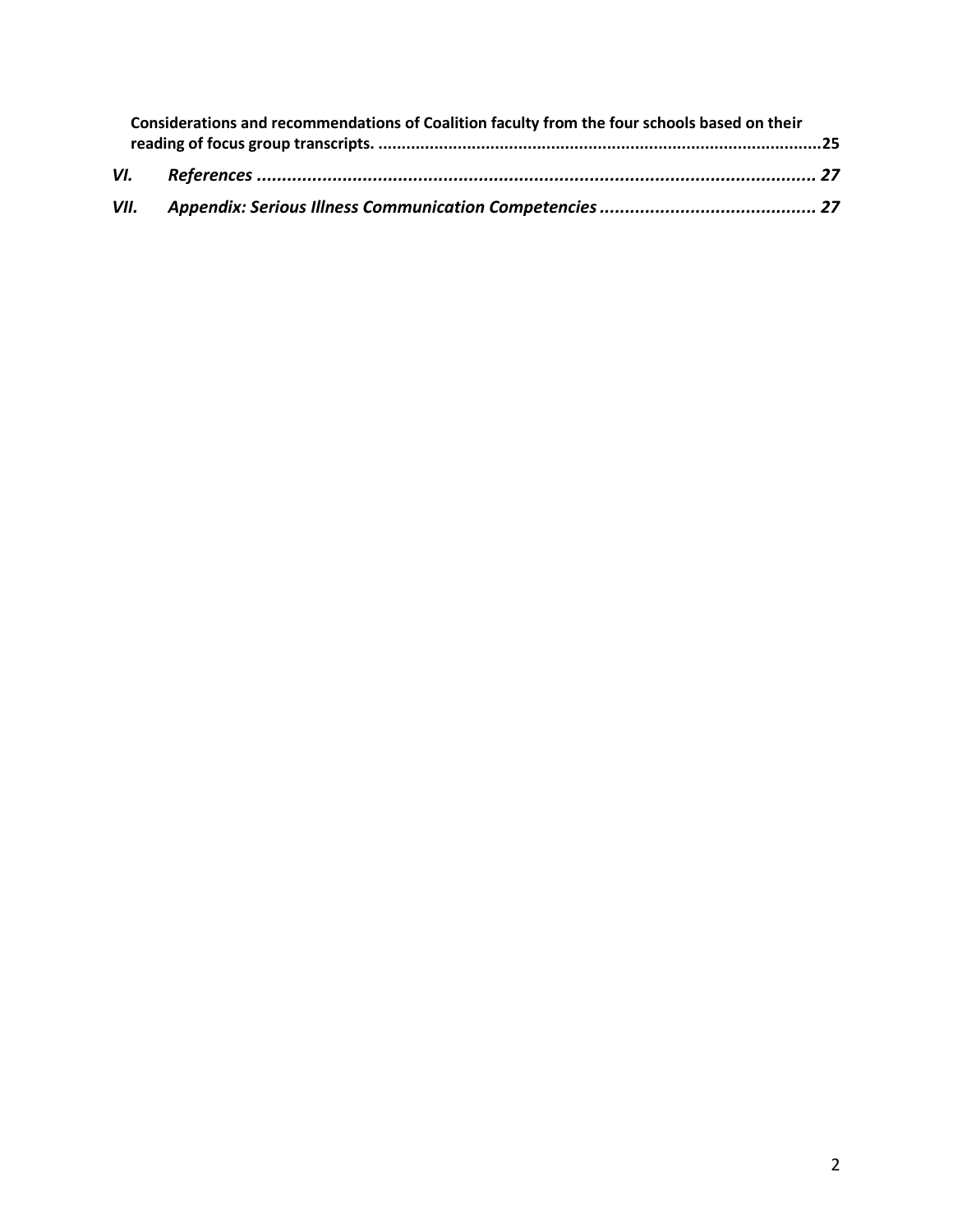**Considerations and recommendations of Coalition faculty from the four schools based on their reading of focus group transcripts.** ....................................................................................... **25**

***VI. References*** ...................................................................................................... ***27***

***VII. Appendix: Serious Illness Communication Competencies*** ........................................... ***27***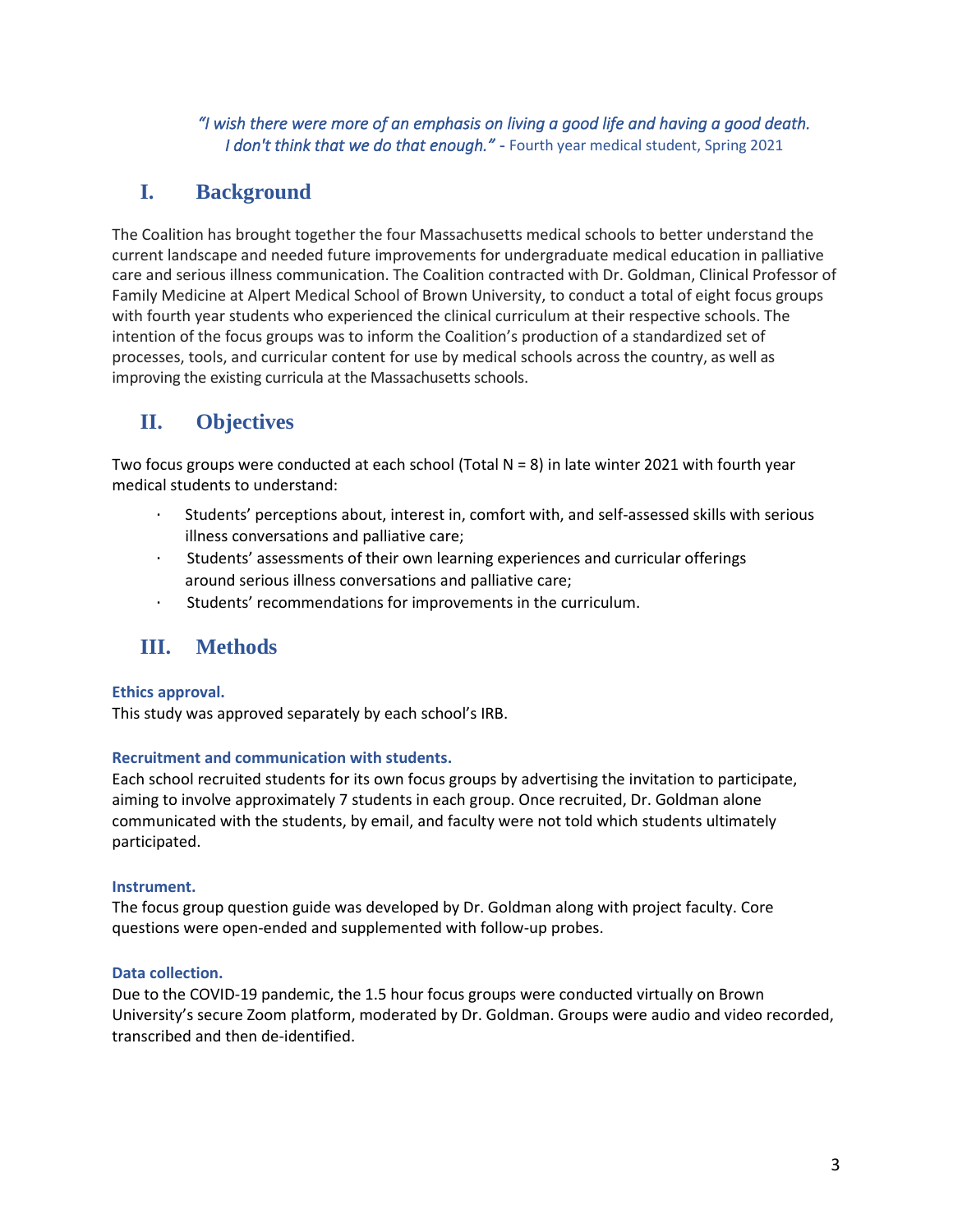*"I wish there were more of an emphasis on living a good life and having a good death. I don't think that we do that enough."* - Fourth year medical student, Spring 2021

## I. Background

The Coalition has brought together the four Massachusetts medical schools to better understand the current landscape and needed future improvements for undergraduate medical education in palliative care and serious illness communication. The Coalition contracted with Dr. Goldman, Clinical Professor of Family Medicine at Alpert Medical School of Brown University, to conduct a total of eight focus groups with fourth year students who experienced the clinical curriculum at their respective schools. The intention of the focus groups was to inform the Coalition's production of a standardized set of processes, tools, and curricular content for use by medical schools across the country, as well as improving the existing curricula at the Massachusetts schools.

## II. Objectives

Two focus groups were conducted at each school (Total N = 8) in late winter 2021 with fourth year medical students to understand:

- Students' perceptions about, interest in, comfort with, and self-assessed skills with serious illness conversations and palliative care;
- Students' assessments of their own learning experiences and curricular offerings around serious illness conversations and palliative care;
- Students' recommendations for improvements in the curriculum.

## III. Methods

### Ethics approval.

This study was approved separately by each school's IRB.

### Recruitment and communication with students.

Each school recruited students for its own focus groups by advertising the invitation to participate, aiming to involve approximately 7 students in each group. Once recruited, Dr. Goldman alone communicated with the students, by email, and faculty were not told which students ultimately participated.

### Instrument.

The focus group question guide was developed by Dr. Goldman along with project faculty. Core questions were open-ended and supplemented with follow-up probes.

### Data collection.

Due to the COVID-19 pandemic, the 1.5 hour focus groups were conducted virtually on Brown University's secure Zoom platform, moderated by Dr. Goldman. Groups were audio and video recorded, transcribed and then de-identified.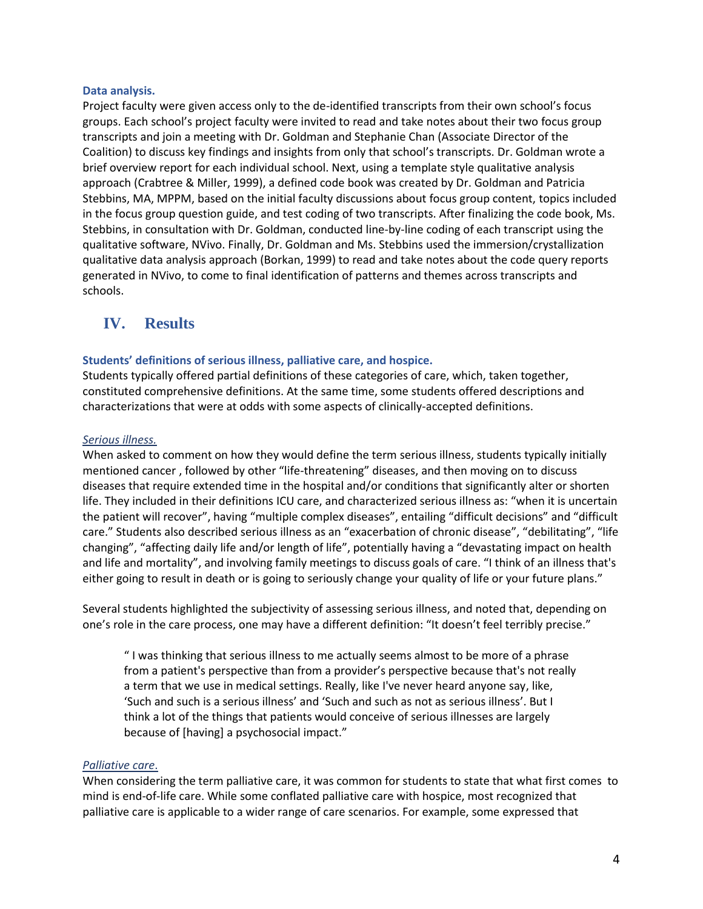### Data analysis.

Project faculty were given access only to the de-identified transcripts from their own school's focus groups. Each school's project faculty were invited to read and take notes about their two focus group transcripts and join a meeting with Dr. Goldman and Stephanie Chan (Associate Director of the Coalition) to discuss key findings and insights from only that school's transcripts. Dr. Goldman wrote a brief overview report for each individual school. Next, using a template style qualitative analysis approach (Crabtree & Miller, 1999), a defined code book was created by Dr. Goldman and Patricia Stebbins, MA, MPPM, based on the initial faculty discussions about focus group content, topics included in the focus group question guide, and test coding of two transcripts. After finalizing the code book, Ms. Stebbins, in consultation with Dr. Goldman, conducted line-by-line coding of each transcript using the qualitative software, NVivo. Finally, Dr. Goldman and Ms. Stebbins used the immersion/crystallization qualitative data analysis approach (Borkan, 1999) to read and take notes about the code query reports generated in NVivo, to come to final identification of patterns and themes across transcripts and schools.

## IV. Results

### Students' definitions of serious illness, palliative care, and hospice.

Students typically offered partial definitions of these categories of care, which, taken together, constituted comprehensive definitions. At the same time, some students offered descriptions and characterizations that were at odds with some aspects of clinically-accepted definitions.

#### *Serious illness.*

When asked to comment on how they would define the term serious illness, students typically initially mentioned cancer , followed by other "life-threatening" diseases, and then moving on to discuss diseases that require extended time in the hospital and/or conditions that significantly alter or shorten life. They included in their definitions ICU care, and characterized serious illness as: "when it is uncertain the patient will recover", having "multiple complex diseases", entailing "difficult decisions" and "difficult care." Students also described serious illness as an "exacerbation of chronic disease", "debilitating", "life changing", "affecting daily life and/or length of life", potentially having a "devastating impact on health and life and mortality", and involving family meetings to discuss goals of care. "I think of an illness that's either going to result in death or is going to seriously change your quality of life or your future plans."

Several students highlighted the subjectivity of assessing serious illness, and noted that, depending on one's role in the care process, one may have a different definition: "It doesn't feel terribly precise."

> " I was thinking that serious illness to me actually seems almost to be more of a phrase from a patient's perspective than from a provider's perspective because that's not really a term that we use in medical settings. Really, like I've never heard anyone say, like, 'Such and such is a serious illness' and 'Such and such as not as serious illness'. But I think a lot of the things that patients would conceive of serious illnesses are largely because of [having] a psychosocial impact."

#### *Palliative care*.

When considering the term palliative care, it was common for students to state that what first comes to mind is end-of-life care. While some conflated palliative care with hospice, most recognized that palliative care is applicable to a wider range of care scenarios. For example, some expressed that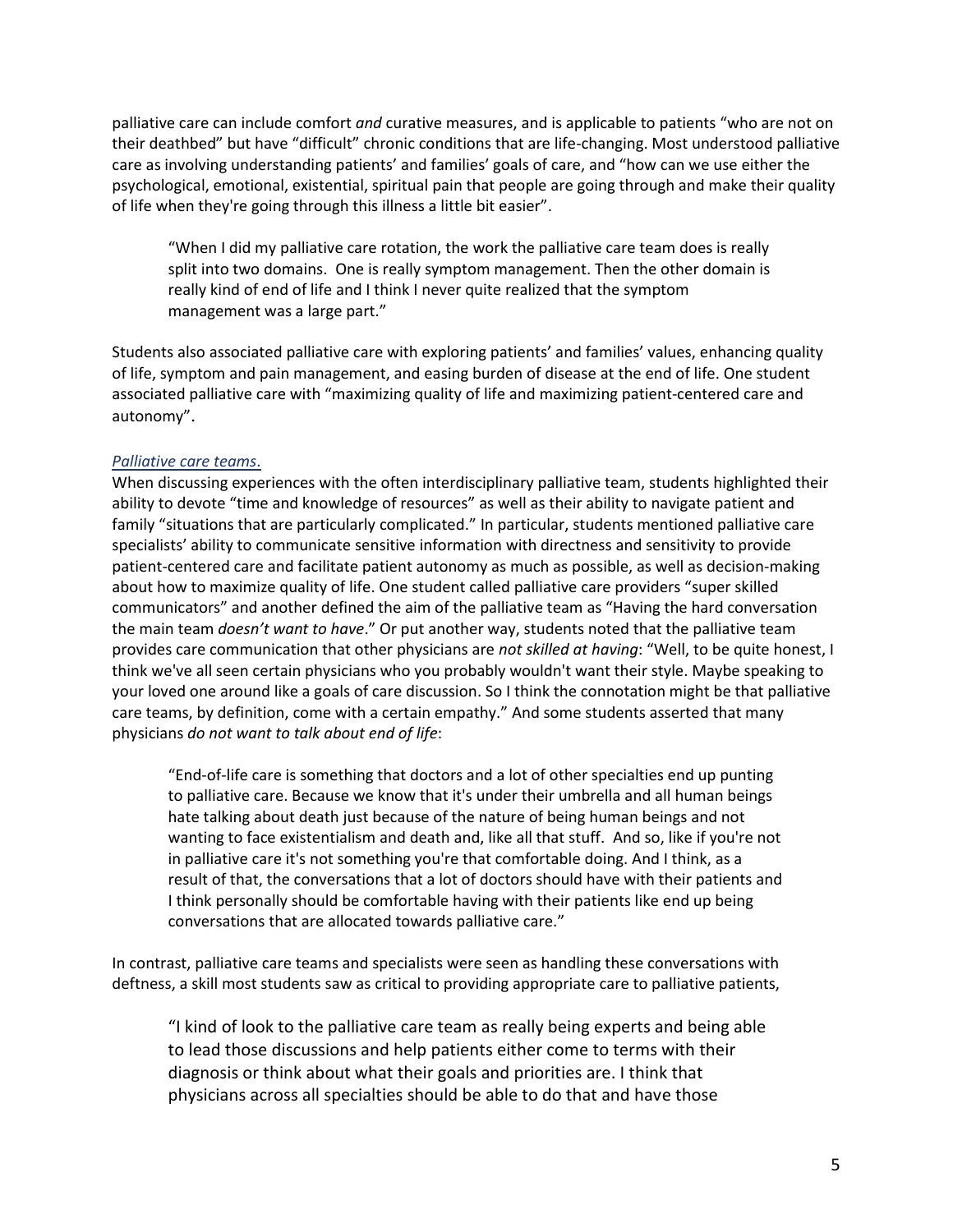palliative care can include comfort *and* curative measures, and is applicable to patients "who are not on their deathbed" but have "difficult" chronic conditions that are life-changing. Most understood palliative care as involving understanding patients' and families' goals of care, and "how can we use either the psychological, emotional, existential, spiritual pain that people are going through and make their quality of life when they're going through this illness a little bit easier".

> "When I did my palliative care rotation, the work the palliative care team does is really split into two domains. One is really symptom management. Then the other domain is really kind of end of life and I think I never quite realized that the symptom management was a large part."

Students also associated palliative care with exploring patients' and families' values, enhancing quality of life, symptom and pain management, and easing burden of disease at the end of life. One student associated palliative care with "maximizing quality of life and maximizing patient-centered care and autonomy".

### *Palliative care teams.*

When discussing experiences with the often interdisciplinary palliative team, students highlighted their ability to devote "time and knowledge of resources" as well as their ability to navigate patient and family "situations that are particularly complicated." In particular, students mentioned palliative care specialists' ability to communicate sensitive information with directness and sensitivity to provide patient-centered care and facilitate patient autonomy as much as possible, as well as decision-making about how to maximize quality of life. One student called palliative care providers "super skilled communicators" and another defined the aim of the palliative team as "Having the hard conversation the main team *doesn't want to have*." Or put another way, students noted that the palliative team provides care communication that other physicians are *not skilled at having*: "Well, to be quite honest, I think we've all seen certain physicians who you probably wouldn't want their style. Maybe speaking to your loved one around like a goals of care discussion. So I think the connotation might be that palliative care teams, by definition, come with a certain empathy." And some students asserted that many physicians *do not want to talk about end of life*:

> "End-of-life care is something that doctors and a lot of other specialties end up punting to palliative care. Because we know that it's under their umbrella and all human beings hate talking about death just because of the nature of being human beings and not wanting to face existentialism and death and, like all that stuff. And so, like if you're not in palliative care it's not something you're that comfortable doing. And I think, as a result of that, the conversations that a lot of doctors should have with their patients and I think personally should be comfortable having with their patients like end up being conversations that are allocated towards palliative care."

In contrast, palliative care teams and specialists were seen as handling these conversations with deftness, a skill most students saw as critical to providing appropriate care to palliative patients,

> "I kind of look to the palliative care team as really being experts and being able to lead those discussions and help patients either come to terms with their diagnosis or think about what their goals and priorities are. I think that physicians across all specialties should be able to do that and have those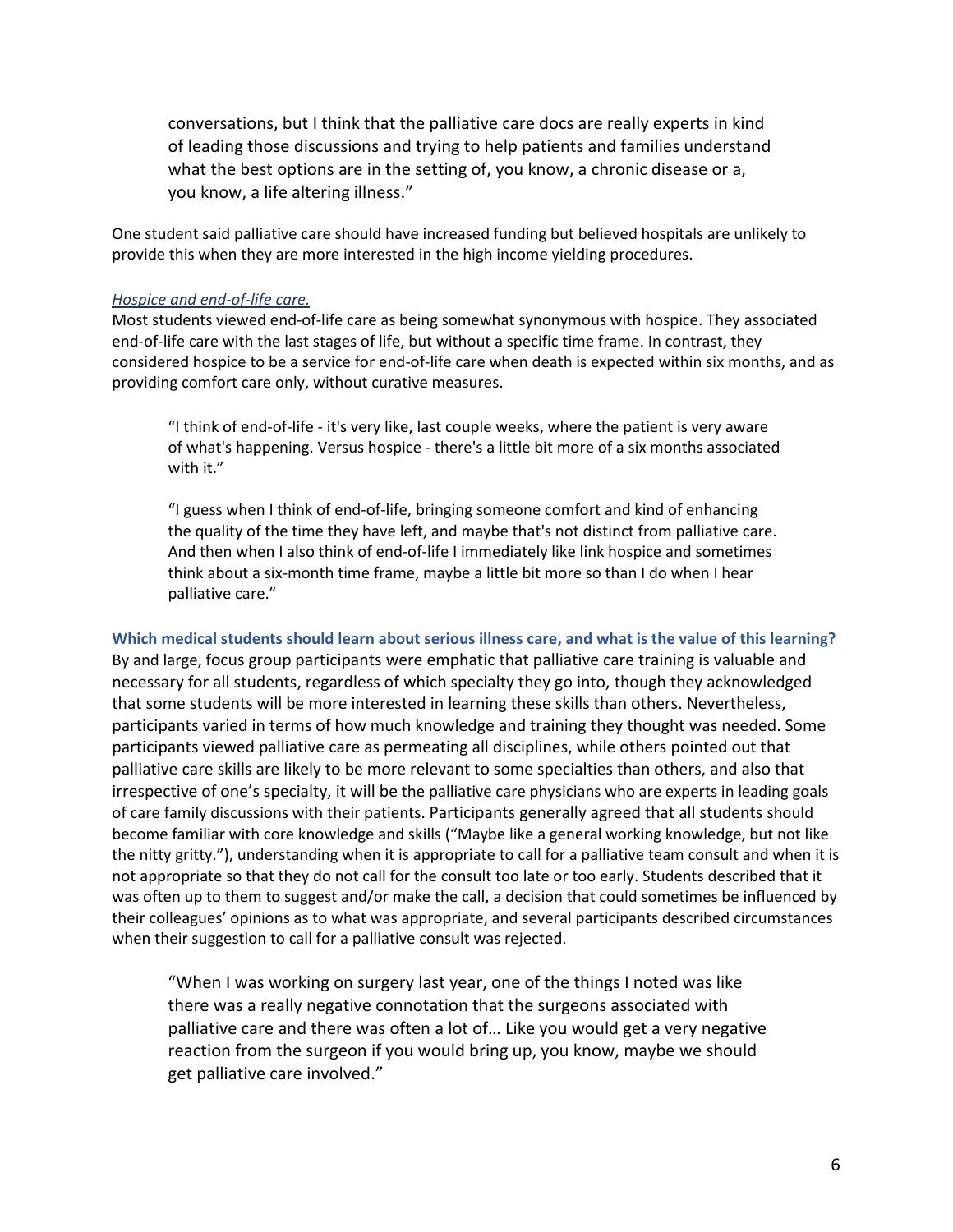> conversations, but I think that the palliative care docs are really experts in kind of leading those discussions and trying to help patients and families understand what the best options are in the setting of, you know, a chronic disease or a, you know, a life altering illness."

One student said palliative care should have increased funding but believed hospitals are unlikely to provide this when they are more interested in the high income yielding procedures.

#### *Hospice and end-of-life care.*

Most students viewed end-of-life care as being somewhat synonymous with hospice. They associated end-of-life care with the last stages of life, but without a specific time frame. In contrast, they considered hospice to be a service for end-of-life care when death is expected within six months, and as providing comfort care only, without curative measures.

> "I think of end-of-life - it's very like, last couple weeks, where the patient is very aware of what's happening. Versus hospice - there's a little bit more of a six months associated with it."

> "I guess when I think of end-of-life, bringing someone comfort and kind of enhancing the quality of the time they have left, and maybe that's not distinct from palliative care. And then when I also think of end-of-life I immediately like link hospice and sometimes think about a six-month time frame, maybe a little bit more so than I do when I hear palliative care."

### Which medical students should learn about serious illness care, and what is the value of this learning?

By and large, focus group participants were emphatic that palliative care training is valuable and necessary for all students, regardless of which specialty they go into, though they acknowledged that some students will be more interested in learning these skills than others. Nevertheless, participants varied in terms of how much knowledge and training they thought was needed. Some participants viewed palliative care as permeating all disciplines, while others pointed out that palliative care skills are likely to be more relevant to some specialties than others, and also that irrespective of one's specialty, it will be the palliative care physicians who are experts in leading goals of care family discussions with their patients. Participants generally agreed that all students should become familiar with core knowledge and skills ("Maybe like a general working knowledge, but not like the nitty gritty."), understanding when it is appropriate to call for a palliative team consult and when it is not appropriate so that they do not call for the consult too late or too early. Students described that it was often up to them to suggest and/or make the call, a decision that could sometimes be influenced by their colleagues' opinions as to what was appropriate, and several participants described circumstances when their suggestion to call for a palliative consult was rejected.

> "When I was working on surgery last year, one of the things I noted was like there was a really negative connotation that the surgeons associated with palliative care and there was often a lot of… Like you would get a very negative reaction from the surgeon if you would bring up, you know, maybe we should get palliative care involved."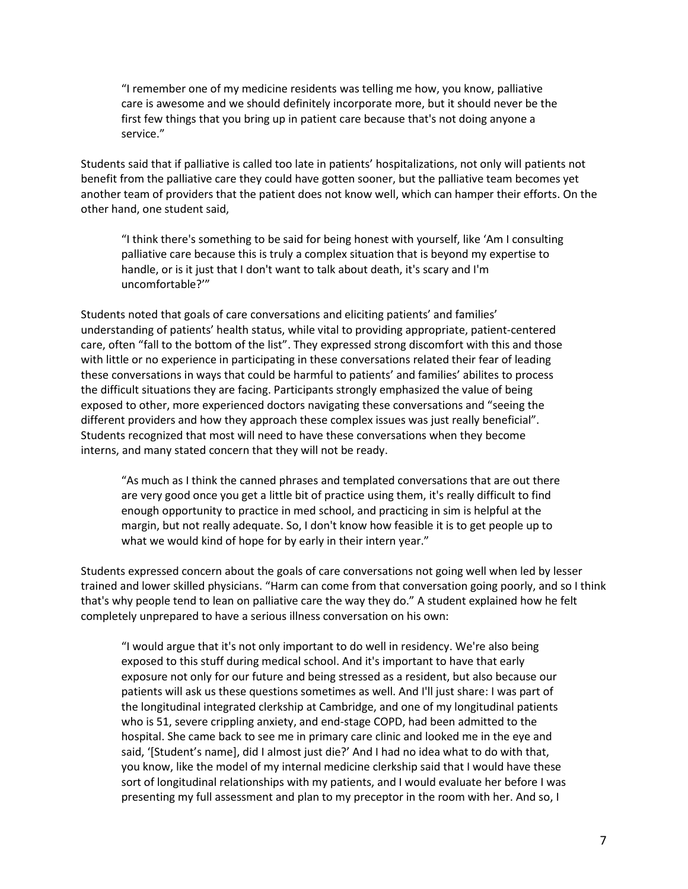> "I remember one of my medicine residents was telling me how, you know, palliative care is awesome and we should definitely incorporate more, but it should never be the first few things that you bring up in patient care because that's not doing anyone a service."

Students said that if palliative is called too late in patients' hospitalizations, not only will patients not benefit from the palliative care they could have gotten sooner, but the palliative team becomes yet another team of providers that the patient does not know well, which can hamper their efforts. On the other hand, one student said,

> "I think there's something to be said for being honest with yourself, like 'Am I consulting palliative care because this is truly a complex situation that is beyond my expertise to handle, or is it just that I don't want to talk about death, it's scary and I'm uncomfortable?'"

Students noted that goals of care conversations and eliciting patients' and families' understanding of patients' health status, while vital to providing appropriate, patient-centered care, often "fall to the bottom of the list". They expressed strong discomfort with this and those with little or no experience in participating in these conversations related their fear of leading these conversations in ways that could be harmful to patients' and families' abilites to process the difficult situations they are facing. Participants strongly emphasized the value of being exposed to other, more experienced doctors navigating these conversations and "seeing the different providers and how they approach these complex issues was just really beneficial". Students recognized that most will need to have these conversations when they become interns, and many stated concern that they will not be ready.

> "As much as I think the canned phrases and templated conversations that are out there are very good once you get a little bit of practice using them, it's really difficult to find enough opportunity to practice in med school, and practicing in sim is helpful at the margin, but not really adequate. So, I don't know how feasible it is to get people up to what we would kind of hope for by early in their intern year."

Students expressed concern about the goals of care conversations not going well when led by lesser trained and lower skilled physicians. "Harm can come from that conversation going poorly, and so I think that's why people tend to lean on palliative care the way they do." A student explained how he felt completely unprepared to have a serious illness conversation on his own:

> "I would argue that it's not only important to do well in residency. We're also being exposed to this stuff during medical school. And it's important to have that early exposure not only for our future and being stressed as a resident, but also because our patients will ask us these questions sometimes as well. And I'll just share: I was part of the longitudinal integrated clerkship at Cambridge, and one of my longitudinal patients who is 51, severe crippling anxiety, and end-stage COPD, had been admitted to the hospital. She came back to see me in primary care clinic and looked me in the eye and said, '[Student's name], did I almost just die?' And I had no idea what to do with that, you know, like the model of my internal medicine clerkship said that I would have these sort of longitudinal relationships with my patients, and I would evaluate her before I was presenting my full assessment and plan to my preceptor in the room with her. And so, I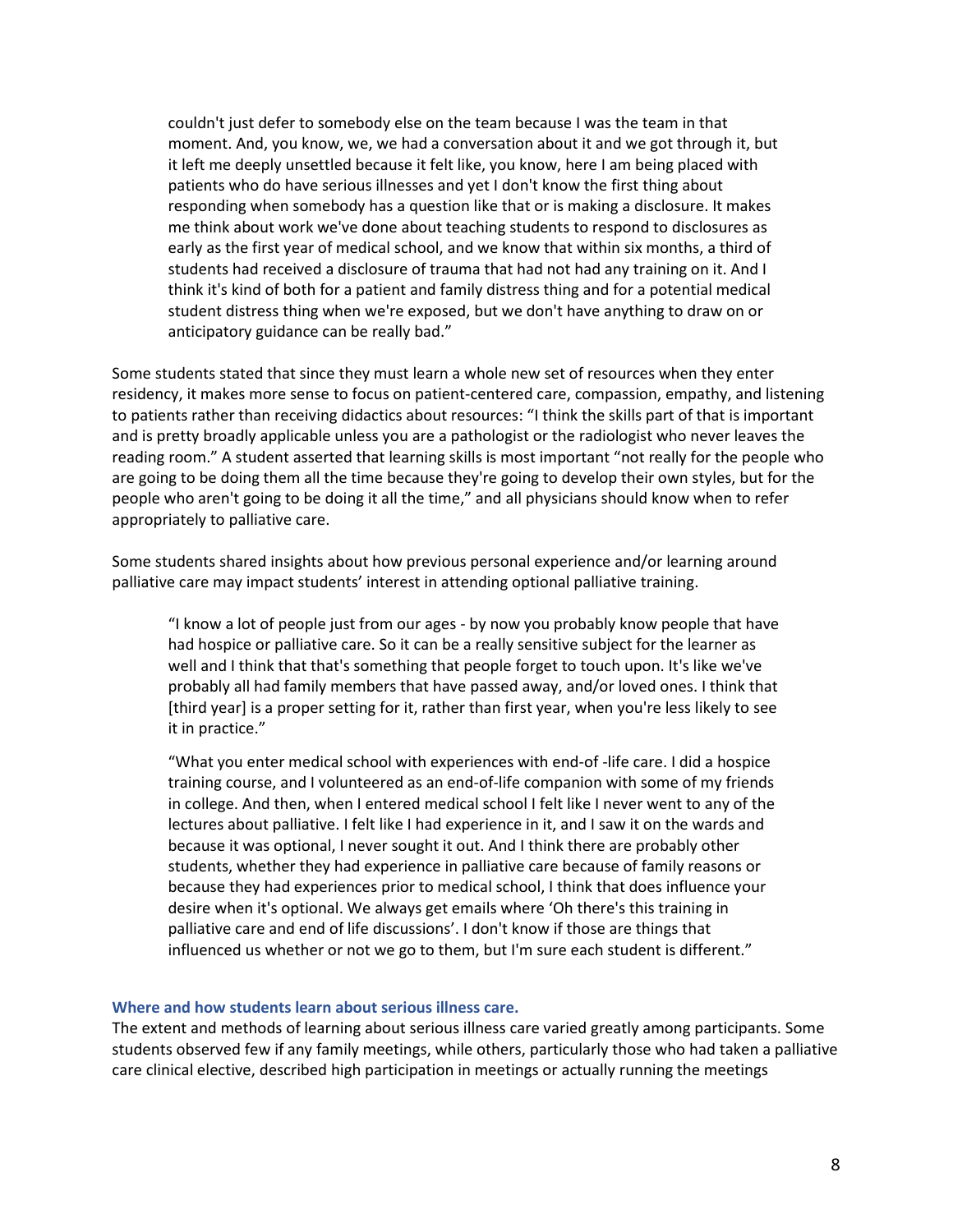> couldn't just defer to somebody else on the team because I was the team in that moment. And, you know, we, we had a conversation about it and we got through it, but it left me deeply unsettled because it felt like, you know, here I am being placed with patients who do have serious illnesses and yet I don't know the first thing about responding when somebody has a question like that or is making a disclosure. It makes me think about work we've done about teaching students to respond to disclosures as early as the first year of medical school, and we know that within six months, a third of students had received a disclosure of trauma that had not had any training on it. And I think it's kind of both for a patient and family distress thing and for a potential medical student distress thing when we're exposed, but we don't have anything to draw on or anticipatory guidance can be really bad."

Some students stated that since they must learn a whole new set of resources when they enter residency, it makes more sense to focus on patient-centered care, compassion, empathy, and listening to patients rather than receiving didactics about resources: "I think the skills part of that is important and is pretty broadly applicable unless you are a pathologist or the radiologist who never leaves the reading room." A student asserted that learning skills is most important "not really for the people who are going to be doing them all the time because they're going to develop their own styles, but for the people who aren't going to be doing it all the time," and all physicians should know when to refer appropriately to palliative care.

Some students shared insights about how previous personal experience and/or learning around palliative care may impact students' interest in attending optional palliative training.

> "I know a lot of people just from our ages - by now you probably know people that have had hospice or palliative care. So it can be a really sensitive subject for the learner as well and I think that that's something that people forget to touch upon. It's like we've probably all had family members that have passed away, and/or loved ones. I think that [third year] is a proper setting for it, rather than first year, when you're less likely to see it in practice."

> "What you enter medical school with experiences with end-of -life care. I did a hospice training course, and I volunteered as an end-of-life companion with some of my friends in college. And then, when I entered medical school I felt like I never went to any of the lectures about palliative. I felt like I had experience in it, and I saw it on the wards and because it was optional, I never sought it out. And I think there are probably other students, whether they had experience in palliative care because of family reasons or because they had experiences prior to medical school, I think that does influence your desire when it's optional. We always get emails where 'Oh there's this training in palliative care and end of life discussions'. I don't know if those are things that influenced us whether or not we go to them, but I'm sure each student is different."

### Where and how students learn about serious illness care.

The extent and methods of learning about serious illness care varied greatly among participants. Some students observed few if any family meetings, while others, particularly those who had taken a palliative care clinical elective, described high participation in meetings or actually running the meetings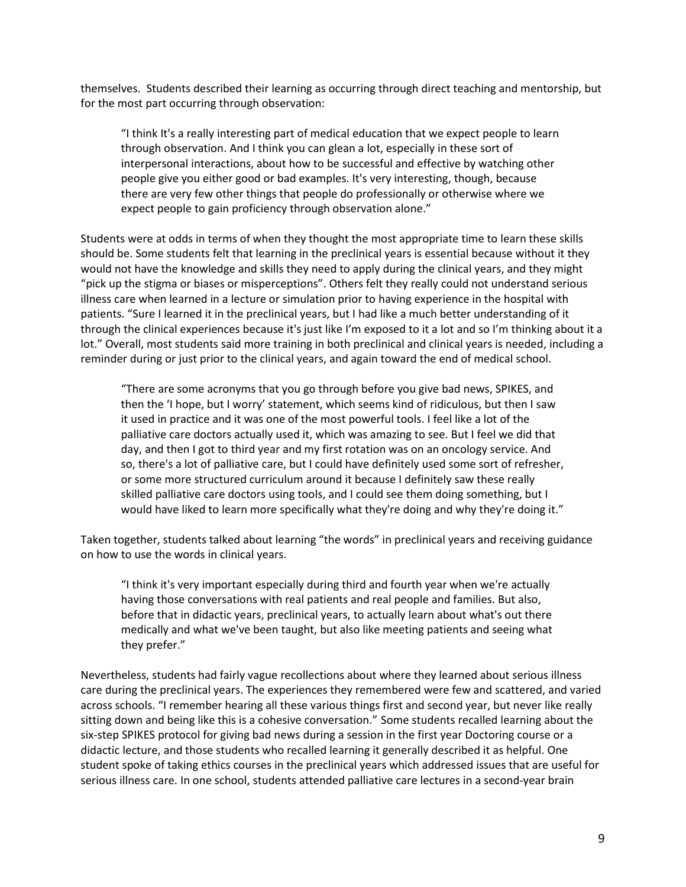themselves. Students described their learning as occurring through direct teaching and mentorship, but for the most part occurring through observation:

> "I think It's a really interesting part of medical education that we expect people to learn through observation. And I think you can glean a lot, especially in these sort of interpersonal interactions, about how to be successful and effective by watching other people give you either good or bad examples. It's very interesting, though, because there are very few other things that people do professionally or otherwise where we expect people to gain proficiency through observation alone."

Students were at odds in terms of when they thought the most appropriate time to learn these skills should be. Some students felt that learning in the preclinical years is essential because without it they would not have the knowledge and skills they need to apply during the clinical years, and they might "pick up the stigma or biases or misperceptions". Others felt they really could not understand serious illness care when learned in a lecture or simulation prior to having experience in the hospital with patients. "Sure I learned it in the preclinical years, but I had like a much better understanding of it through the clinical experiences because it's just like I'm exposed to it a lot and so I'm thinking about it a lot." Overall, most students said more training in both preclinical and clinical years is needed, including a reminder during or just prior to the clinical years, and again toward the end of medical school.

> "There are some acronyms that you go through before you give bad news, SPIKES, and then the 'I hope, but I worry' statement, which seems kind of ridiculous, but then I saw it used in practice and it was one of the most powerful tools. I feel like a lot of the palliative care doctors actually used it, which was amazing to see. But I feel we did that day, and then I got to third year and my first rotation was on an oncology service. And so, there's a lot of palliative care, but I could have definitely used some sort of refresher, or some more structured curriculum around it because I definitely saw these really skilled palliative care doctors using tools, and I could see them doing something, but I would have liked to learn more specifically what they're doing and why they're doing it."

Taken together, students talked about learning "the words" in preclinical years and receiving guidance on how to use the words in clinical years.

> "I think it's very important especially during third and fourth year when we're actually having those conversations with real patients and real people and families. But also, before that in didactic years, preclinical years, to actually learn about what's out there medically and what we've been taught, but also like meeting patients and seeing what they prefer."

Nevertheless, students had fairly vague recollections about where they learned about serious illness care during the preclinical years. The experiences they remembered were few and scattered, and varied across schools. "I remember hearing all these various things first and second year, but never like really sitting down and being like this is a cohesive conversation." Some students recalled learning about the six-step SPIKES protocol for giving bad news during a session in the first year Doctoring course or a didactic lecture, and those students who recalled learning it generally described it as helpful. One student spoke of taking ethics courses in the preclinical years which addressed issues that are useful for serious illness care. In one school, students attended palliative care lectures in a second-year brain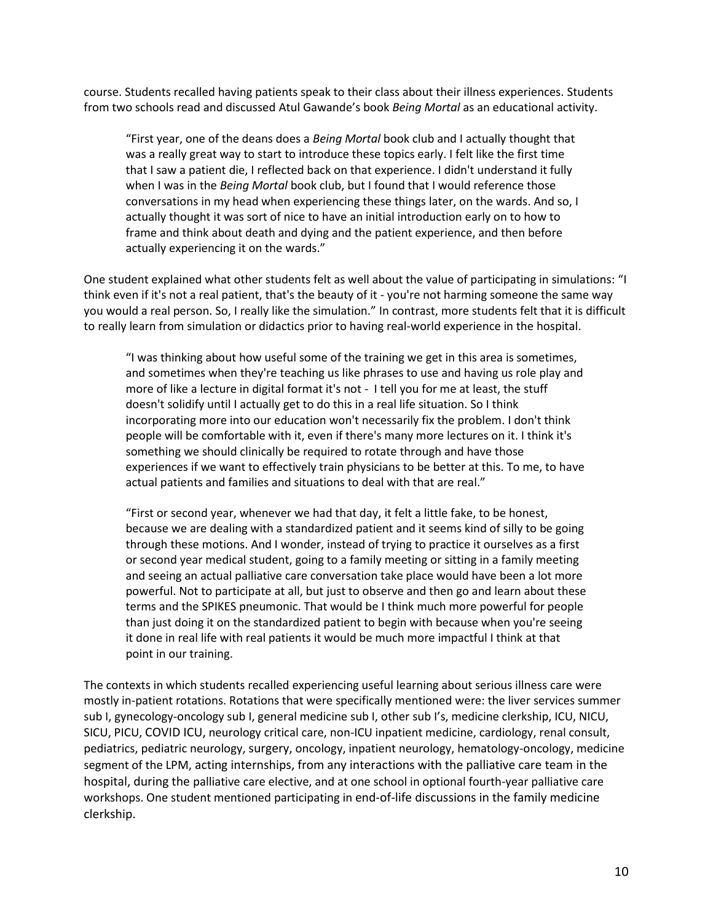course. Students recalled having patients speak to their class about their illness experiences. Students from two schools read and discussed Atul Gawande's book *Being Mortal* as an educational activity.

> "First year, one of the deans does a *Being Mortal* book club and I actually thought that was a really great way to start to introduce these topics early. I felt like the first time that I saw a patient die, I reflected back on that experience. I didn't understand it fully when I was in the *Being Mortal* book club, but I found that I would reference those conversations in my head when experiencing these things later, on the wards. And so, I actually thought it was sort of nice to have an initial introduction early on to how to frame and think about death and dying and the patient experience, and then before actually experiencing it on the wards."

One student explained what other students felt as well about the value of participating in simulations: "I think even if it's not a real patient, that's the beauty of it - you're not harming someone the same way you would a real person. So, I really like the simulation." In contrast, more students felt that it is difficult to really learn from simulation or didactics prior to having real-world experience in the hospital.

> "I was thinking about how useful some of the training we get in this area is sometimes, and sometimes when they're teaching us like phrases to use and having us role play and more of like a lecture in digital format it's not - I tell you for me at least, the stuff doesn't solidify until I actually get to do this in a real life situation. So I think incorporating more into our education won't necessarily fix the problem. I don't think people will be comfortable with it, even if there's many more lectures on it. I think it's something we should clinically be required to rotate through and have those experiences if we want to effectively train physicians to be better at this. To me, to have actual patients and families and situations to deal with that are real."

> "First or second year, whenever we had that day, it felt a little fake, to be honest, because we are dealing with a standardized patient and it seems kind of silly to be going through these motions. And I wonder, instead of trying to practice it ourselves as a first or second year medical student, going to a family meeting or sitting in a family meeting and seeing an actual palliative care conversation take place would have been a lot more powerful. Not to participate at all, but just to observe and then go and learn about these terms and the SPIKES pneumonic. That would be I think much more powerful for people than just doing it on the standardized patient to begin with because when you're seeing it done in real life with real patients it would be much more impactful I think at that point in our training.

The contexts in which students recalled experiencing useful learning about serious illness care were mostly in-patient rotations. Rotations that were specifically mentioned were: the liver services summer sub I, gynecology-oncology sub I, general medicine sub I, other sub I's, medicine clerkship, ICU, NICU, SICU, PICU, COVID ICU, neurology critical care, non-ICU inpatient medicine, cardiology, renal consult, pediatrics, pediatric neurology, surgery, oncology, inpatient neurology, hematology-oncology, medicine segment of the LPM, acting internships, from any interactions with the palliative care team in the hospital, during the palliative care elective, and at one school in optional fourth-year palliative care workshops. One student mentioned participating in end-of-life discussions in the family medicine clerkship.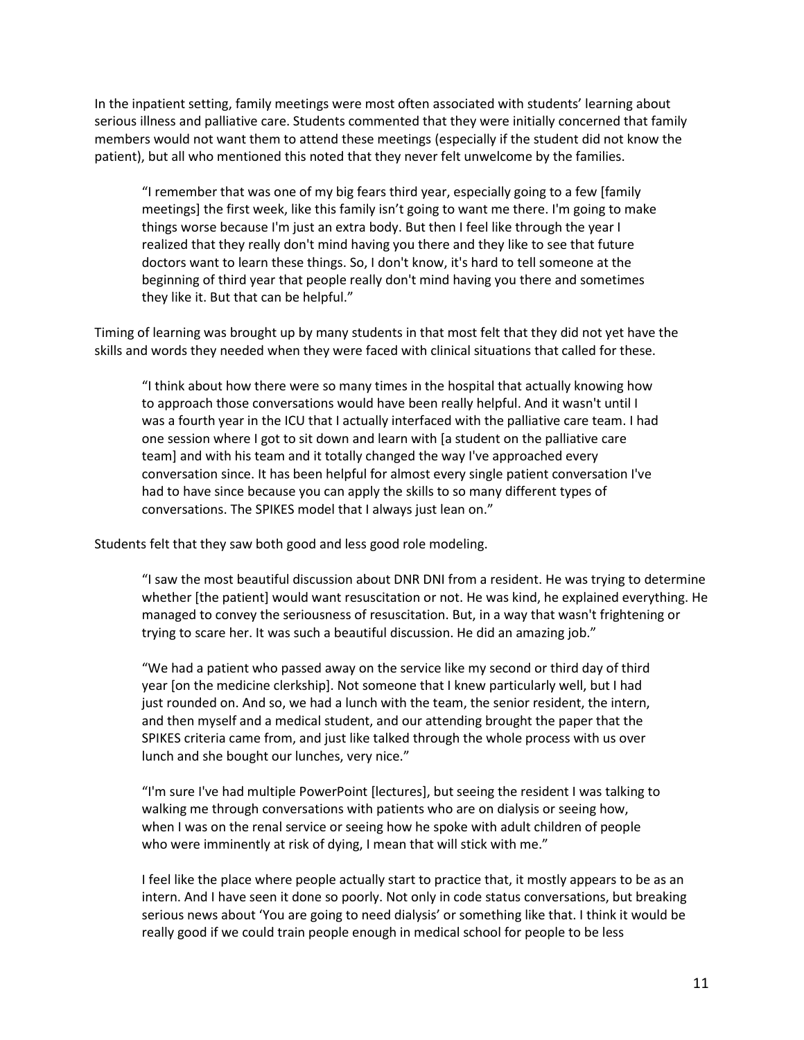In the inpatient setting, family meetings were most often associated with students' learning about serious illness and palliative care. Students commented that they were initially concerned that family members would not want them to attend these meetings (especially if the student did not know the patient), but all who mentioned this noted that they never felt unwelcome by the families.

> "I remember that was one of my big fears third year, especially going to a few [family meetings] the first week, like this family isn't going to want me there. I'm going to make things worse because I'm just an extra body. But then I feel like through the year I realized that they really don't mind having you there and they like to see that future doctors want to learn these things. So, I don't know, it's hard to tell someone at the beginning of third year that people really don't mind having you there and sometimes they like it. But that can be helpful."

Timing of learning was brought up by many students in that most felt that they did not yet have the skills and words they needed when they were faced with clinical situations that called for these.

> "I think about how there were so many times in the hospital that actually knowing how to approach those conversations would have been really helpful. And it wasn't until I was a fourth year in the ICU that I actually interfaced with the palliative care team. I had one session where I got to sit down and learn with [a student on the palliative care team] and with his team and it totally changed the way I've approached every conversation since. It has been helpful for almost every single patient conversation I've had to have since because you can apply the skills to so many different types of conversations. The SPIKES model that I always just lean on."

Students felt that they saw both good and less good role modeling.

> "I saw the most beautiful discussion about DNR DNI from a resident. He was trying to determine whether [the patient] would want resuscitation or not. He was kind, he explained everything. He managed to convey the seriousness of resuscitation. But, in a way that wasn't frightening or trying to scare her. It was such a beautiful discussion. He did an amazing job."

> "We had a patient who passed away on the service like my second or third day of third year [on the medicine clerkship]. Not someone that I knew particularly well, but I had just rounded on. And so, we had a lunch with the team, the senior resident, the intern, and then myself and a medical student, and our attending brought the paper that the SPIKES criteria came from, and just like talked through the whole process with us over lunch and she bought our lunches, very nice."

> "I'm sure I've had multiple PowerPoint [lectures], but seeing the resident I was talking to walking me through conversations with patients who are on dialysis or seeing how, when I was on the renal service or seeing how he spoke with adult children of people who were imminently at risk of dying, I mean that will stick with me."

> I feel like the place where people actually start to practice that, it mostly appears to be as an intern. And I have seen it done so poorly. Not only in code status conversations, but breaking serious news about 'You are going to need dialysis' or something like that. I think it would be really good if we could train people enough in medical school for people to be less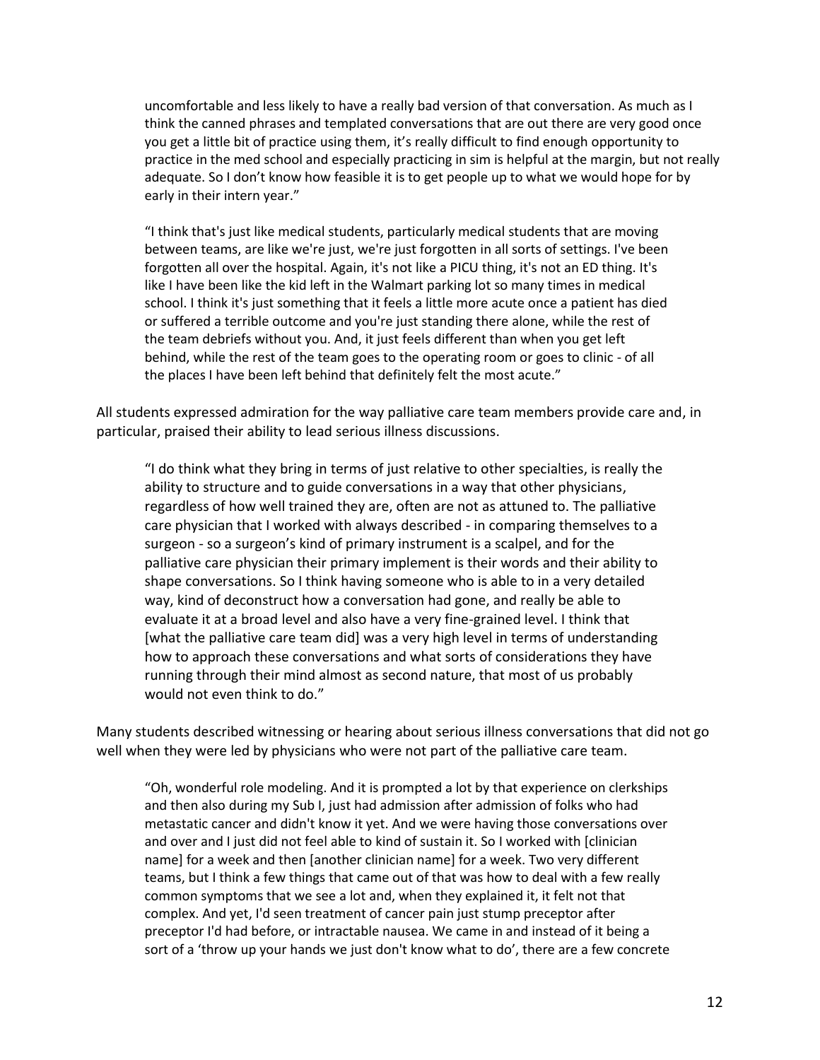> uncomfortable and less likely to have a really bad version of that conversation. As much as I think the canned phrases and templated conversations that are out there are very good once you get a little bit of practice using them, it's really difficult to find enough opportunity to practice in the med school and especially practicing in sim is helpful at the margin, but not really adequate. So I don't know how feasible it is to get people up to what we would hope for by early in their intern year."

> "I think that's just like medical students, particularly medical students that are moving between teams, are like we're just, we're just forgotten in all sorts of settings. I've been forgotten all over the hospital. Again, it's not like a PICU thing, it's not an ED thing. It's like I have been like the kid left in the Walmart parking lot so many times in medical school. I think it's just something that it feels a little more acute once a patient has died or suffered a terrible outcome and you're just standing there alone, while the rest of the team debriefs without you. And, it just feels different than when you get left behind, while the rest of the team goes to the operating room or goes to clinic - of all the places I have been left behind that definitely felt the most acute."

All students expressed admiration for the way palliative care team members provide care and, in particular, praised their ability to lead serious illness discussions.

> "I do think what they bring in terms of just relative to other specialties, is really the ability to structure and to guide conversations in a way that other physicians, regardless of how well trained they are, often are not as attuned to. The palliative care physician that I worked with always described - in comparing themselves to a surgeon - so a surgeon's kind of primary instrument is a scalpel, and for the palliative care physician their primary implement is their words and their ability to shape conversations. So I think having someone who is able to in a very detailed way, kind of deconstruct how a conversation had gone, and really be able to evaluate it at a broad level and also have a very fine-grained level. I think that [what the palliative care team did] was a very high level in terms of understanding how to approach these conversations and what sorts of considerations they have running through their mind almost as second nature, that most of us probably would not even think to do."

Many students described witnessing or hearing about serious illness conversations that did not go well when they were led by physicians who were not part of the palliative care team.

> "Oh, wonderful role modeling. And it is prompted a lot by that experience on clerkships and then also during my Sub I, just had admission after admission of folks who had metastatic cancer and didn't know it yet. And we were having those conversations over and over and I just did not feel able to kind of sustain it. So I worked with [clinician name] for a week and then [another clinician name] for a week. Two very different teams, but I think a few things that came out of that was how to deal with a few really common symptoms that we see a lot and, when they explained it, it felt not that complex. And yet, I'd seen treatment of cancer pain just stump preceptor after preceptor I'd had before, or intractable nausea. We came in and instead of it being a sort of a 'throw up your hands we just don't know what to do', there are a few concrete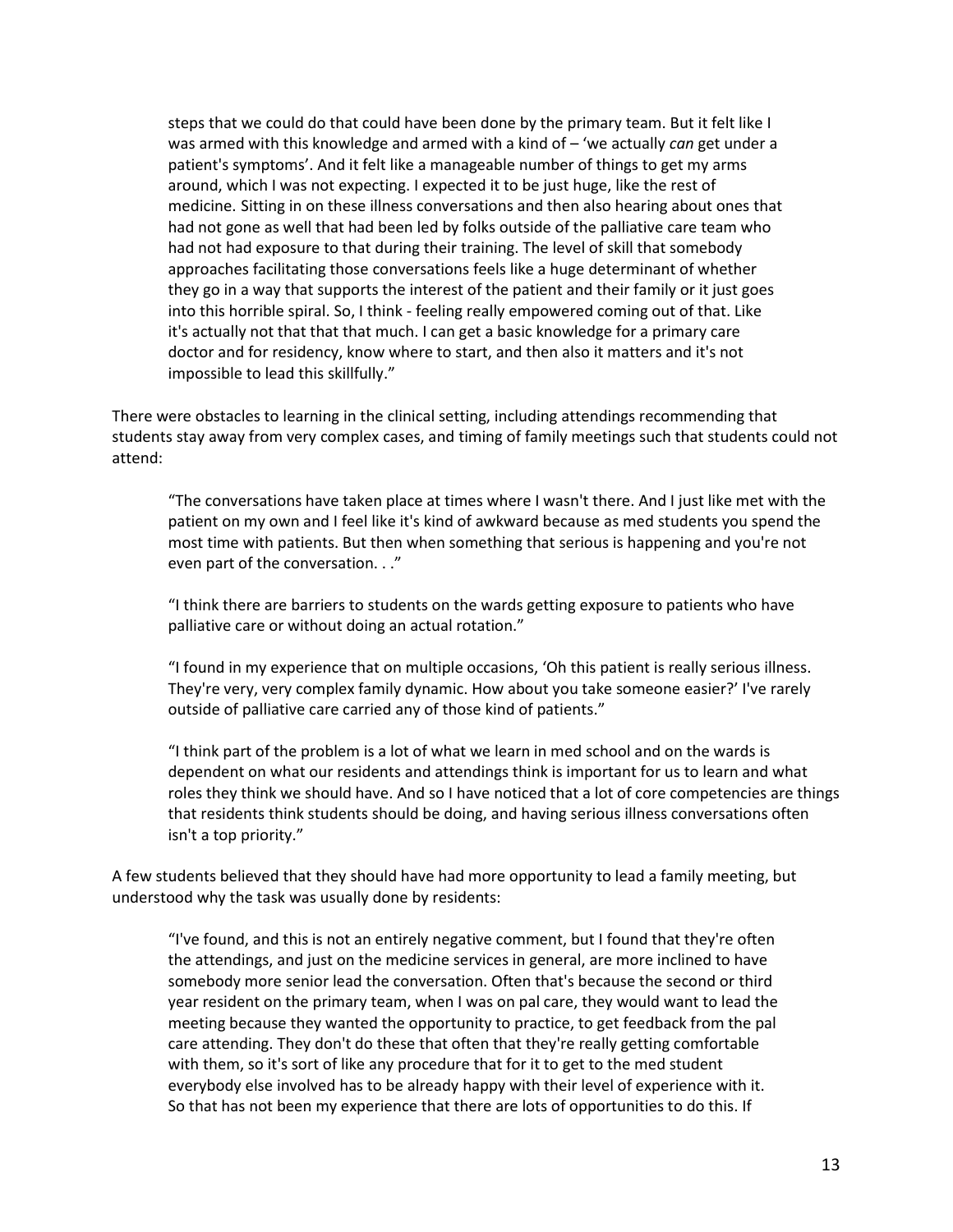> steps that we could do that could have been done by the primary team. But it felt like I was armed with this knowledge and armed with a kind of – 'we actually *can* get under a patient's symptoms'. And it felt like a manageable number of things to get my arms around, which I was not expecting. I expected it to be just huge, like the rest of medicine. Sitting in on these illness conversations and then also hearing about ones that had not gone as well that had been led by folks outside of the palliative care team who had not had exposure to that during their training. The level of skill that somebody approaches facilitating those conversations feels like a huge determinant of whether they go in a way that supports the interest of the patient and their family or it just goes into this horrible spiral. So, I think - feeling really empowered coming out of that. Like it's actually not that that that much. I can get a basic knowledge for a primary care doctor and for residency, know where to start, and then also it matters and it's not impossible to lead this skillfully."

There were obstacles to learning in the clinical setting, including attendings recommending that students stay away from very complex cases, and timing of family meetings such that students could not attend:

> "The conversations have taken place at times where I wasn't there. And I just like met with the patient on my own and I feel like it's kind of awkward because as med students you spend the most time with patients. But then when something that serious is happening and you're not even part of the conversation. . ."

> "I think there are barriers to students on the wards getting exposure to patients who have palliative care or without doing an actual rotation."

> "I found in my experience that on multiple occasions, 'Oh this patient is really serious illness. They're very, very complex family dynamic. How about you take someone easier?' I've rarely outside of palliative care carried any of those kind of patients."

> "I think part of the problem is a lot of what we learn in med school and on the wards is dependent on what our residents and attendings think is important for us to learn and what roles they think we should have. And so I have noticed that a lot of core competencies are things that residents think students should be doing, and having serious illness conversations often isn't a top priority."

A few students believed that they should have had more opportunity to lead a family meeting, but understood why the task was usually done by residents:

> "I've found, and this is not an entirely negative comment, but I found that they're often the attendings, and just on the medicine services in general, are more inclined to have somebody more senior lead the conversation. Often that's because the second or third year resident on the primary team, when I was on pal care, they would want to lead the meeting because they wanted the opportunity to practice, to get feedback from the pal care attending. They don't do these that often that they're really getting comfortable with them, so it's sort of like any procedure that for it to get to the med student everybody else involved has to be already happy with their level of experience with it. So that has not been my experience that there are lots of opportunities to do this. If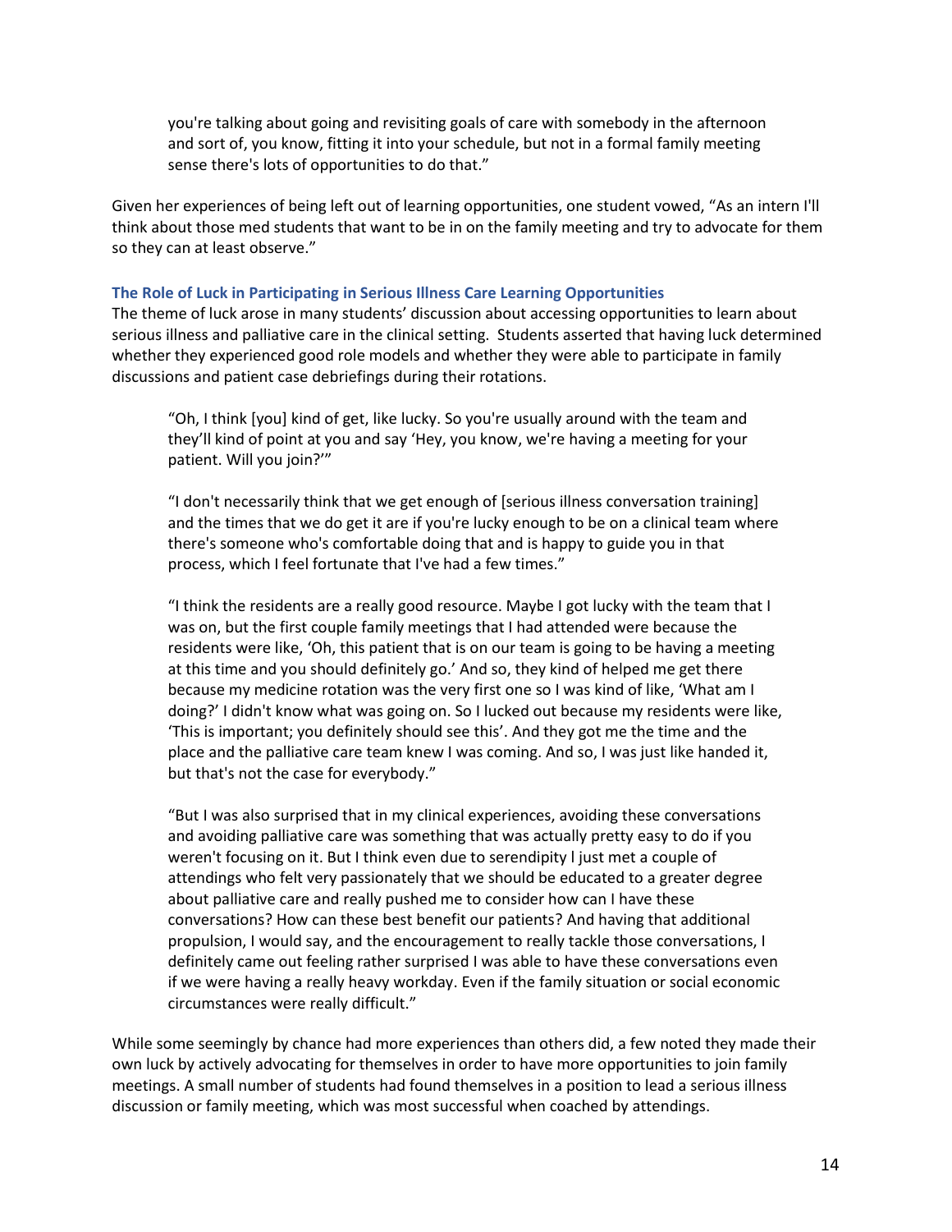> you're talking about going and revisiting goals of care with somebody in the afternoon and sort of, you know, fitting it into your schedule, but not in a formal family meeting sense there's lots of opportunities to do that."

Given her experiences of being left out of learning opportunities, one student vowed, "As an intern I'll think about those med students that want to be in on the family meeting and try to advocate for them so they can at least observe."

### The Role of Luck in Participating in Serious Illness Care Learning Opportunities

The theme of luck arose in many students' discussion about accessing opportunities to learn about serious illness and palliative care in the clinical setting. Students asserted that having luck determined whether they experienced good role models and whether they were able to participate in family discussions and patient case debriefings during their rotations.

> "Oh, I think [you] kind of get, like lucky. So you're usually around with the team and they'll kind of point at you and say 'Hey, you know, we're having a meeting for your patient. Will you join?'"

> "I don't necessarily think that we get enough of [serious illness conversation training] and the times that we do get it are if you're lucky enough to be on a clinical team where there's someone who's comfortable doing that and is happy to guide you in that process, which I feel fortunate that I've had a few times."

> "I think the residents are a really good resource. Maybe I got lucky with the team that I was on, but the first couple family meetings that I had attended were because the residents were like, 'Oh, this patient that is on our team is going to be having a meeting at this time and you should definitely go.' And so, they kind of helped me get there because my medicine rotation was the very first one so I was kind of like, 'What am I doing?' I didn't know what was going on. So I lucked out because my residents were like, 'This is important; you definitely should see this'. And they got me the time and the place and the palliative care team knew I was coming. And so, I was just like handed it, but that's not the case for everybody."

> "But I was also surprised that in my clinical experiences, avoiding these conversations and avoiding palliative care was something that was actually pretty easy to do if you weren't focusing on it. But I think even due to serendipity l just met a couple of attendings who felt very passionately that we should be educated to a greater degree about palliative care and really pushed me to consider how can I have these conversations? How can these best benefit our patients? And having that additional propulsion, I would say, and the encouragement to really tackle those conversations, I definitely came out feeling rather surprised I was able to have these conversations even if we were having a really heavy workday. Even if the family situation or social economic circumstances were really difficult."

While some seemingly by chance had more experiences than others did, a few noted they made their own luck by actively advocating for themselves in order to have more opportunities to join family meetings. A small number of students had found themselves in a position to lead a serious illness discussion or family meeting, which was most successful when coached by attendings.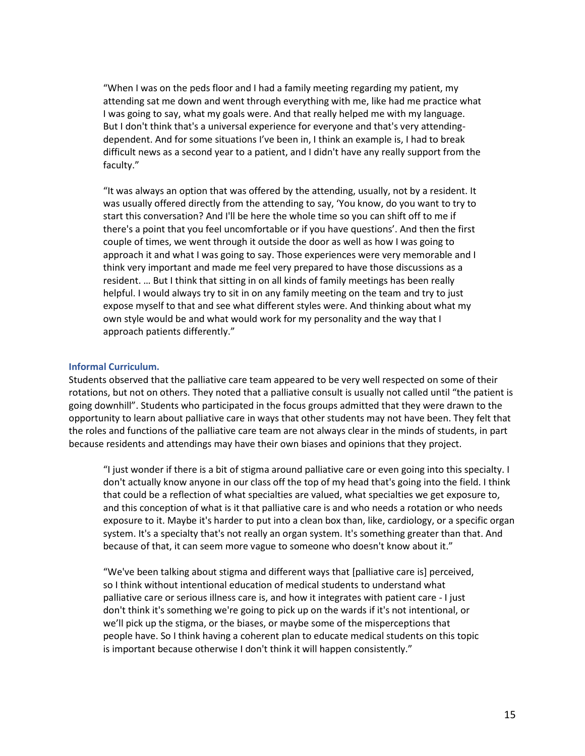> "When I was on the peds floor and I had a family meeting regarding my patient, my attending sat me down and went through everything with me, like had me practice what I was going to say, what my goals were. And that really helped me with my language. But I don't think that's a universal experience for everyone and that's very attending-dependent. And for some situations I've been in, I think an example is, I had to break difficult news as a second year to a patient, and I didn't have any really support from the faculty."

> "It was always an option that was offered by the attending, usually, not by a resident. It was usually offered directly from the attending to say, 'You know, do you want to try to start this conversation? And I'll be here the whole time so you can shift off to me if there's a point that you feel uncomfortable or if you have questions'. And then the first couple of times, we went through it outside the door as well as how I was going to approach it and what I was going to say. Those experiences were very memorable and I think very important and made me feel very prepared to have those discussions as a resident. … But I think that sitting in on all kinds of family meetings has been really helpful. I would always try to sit in on any family meeting on the team and try to just expose myself to that and see what different styles were. And thinking about what my own style would be and what would work for my personality and the way that I approach patients differently."

### Informal Curriculum.

Students observed that the palliative care team appeared to be very well respected on some of their rotations, but not on others. They noted that a palliative consult is usually not called until "the patient is going downhill". Students who participated in the focus groups admitted that they were drawn to the opportunity to learn about palliative care in ways that other students may not have been. They felt that the roles and functions of the palliative care team are not always clear in the minds of students, in part because residents and attendings may have their own biases and opinions that they project.

> "I just wonder if there is a bit of stigma around palliative care or even going into this specialty. I don't actually know anyone in our class off the top of my head that's going into the field. I think that could be a reflection of what specialties are valued, what specialties we get exposure to, and this conception of what is it that palliative care is and who needs a rotation or who needs exposure to it. Maybe it's harder to put into a clean box than, like, cardiology, or a specific organ system. It's a specialty that's not really an organ system. It's something greater than that. And because of that, it can seem more vague to someone who doesn't know about it."

> "We've been talking about stigma and different ways that [palliative care is] perceived, so I think without intentional education of medical students to understand what palliative care or serious illness care is, and how it integrates with patient care - I just don't think it's something we're going to pick up on the wards if it's not intentional, or we'll pick up the stigma, or the biases, or maybe some of the misperceptions that people have. So I think having a coherent plan to educate medical students on this topic is important because otherwise I don't think it will happen consistently."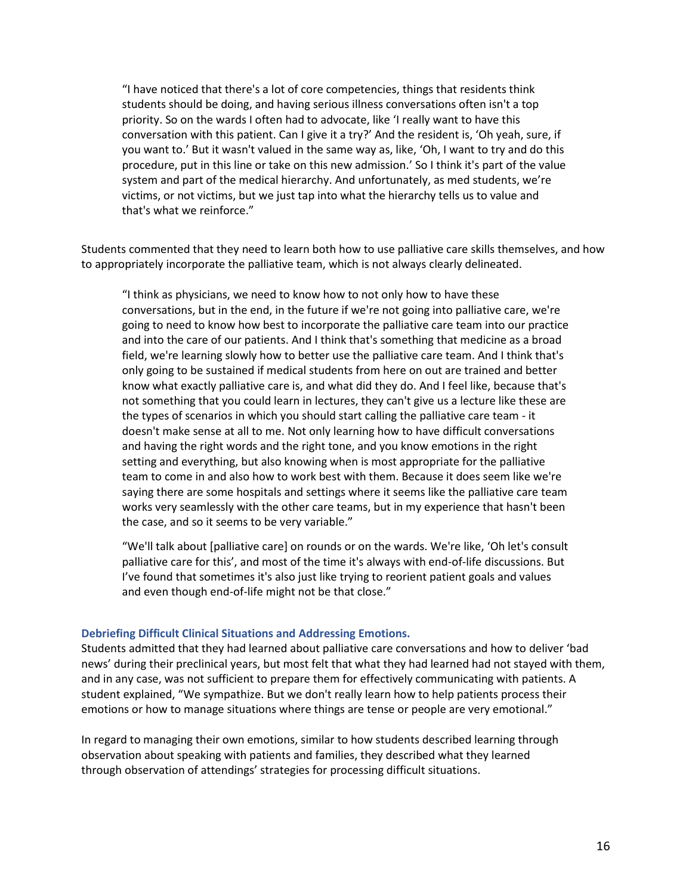> "I have noticed that there's a lot of core competencies, things that residents think students should be doing, and having serious illness conversations often isn't a top priority. So on the wards I often had to advocate, like 'I really want to have this conversation with this patient. Can I give it a try?' And the resident is, 'Oh yeah, sure, if you want to.' But it wasn't valued in the same way as, like, 'Oh, I want to try and do this procedure, put in this line or take on this new admission.' So I think it's part of the value system and part of the medical hierarchy. And unfortunately, as med students, we're victims, or not victims, but we just tap into what the hierarchy tells us to value and that's what we reinforce."

Students commented that they need to learn both how to use palliative care skills themselves, and how to appropriately incorporate the palliative team, which is not always clearly delineated.

> "I think as physicians, we need to know how to not only how to have these conversations, but in the end, in the future if we're not going into palliative care, we're going to need to know how best to incorporate the palliative care team into our practice and into the care of our patients. And I think that's something that medicine as a broad field, we're learning slowly how to better use the palliative care team. And I think that's only going to be sustained if medical students from here on out are trained and better know what exactly palliative care is, and what did they do. And I feel like, because that's not something that you could learn in lectures, they can't give us a lecture like these are the types of scenarios in which you should start calling the palliative care team - it doesn't make sense at all to me. Not only learning how to have difficult conversations and having the right words and the right tone, and you know emotions in the right setting and everything, but also knowing when is most appropriate for the palliative team to come in and also how to work best with them. Because it does seem like we're saying there are some hospitals and settings where it seems like the palliative care team works very seamlessly with the other care teams, but in my experience that hasn't been the case, and so it seems to be very variable."

> "We'll talk about [palliative care] on rounds or on the wards. We're like, 'Oh let's consult palliative care for this', and most of the time it's always with end-of-life discussions. But I've found that sometimes it's also just like trying to reorient patient goals and values and even though end-of-life might not be that close."

### Debriefing Difficult Clinical Situations and Addressing Emotions.

Students admitted that they had learned about palliative care conversations and how to deliver 'bad news' during their preclinical years, but most felt that what they had learned had not stayed with them, and in any case, was not sufficient to prepare them for effectively communicating with patients. A student explained, "We sympathize. But we don't really learn how to help patients process their emotions or how to manage situations where things are tense or people are very emotional."

In regard to managing their own emotions, similar to how students described learning through observation about speaking with patients and families, they described what they learned through observation of attendings' strategies for processing difficult situations.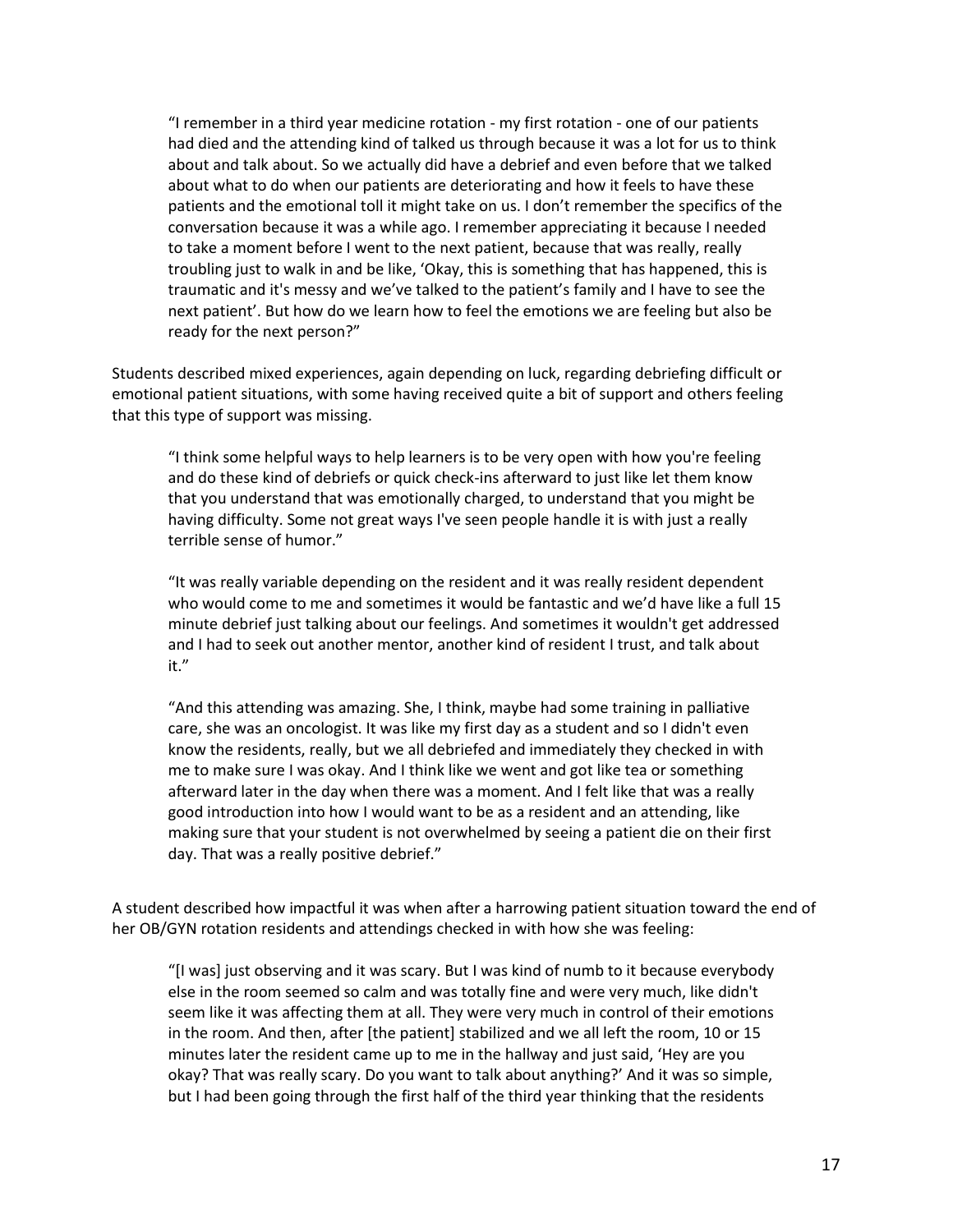> "I remember in a third year medicine rotation - my first rotation - one of our patients had died and the attending kind of talked us through because it was a lot for us to think about and talk about. So we actually did have a debrief and even before that we talked about what to do when our patients are deteriorating and how it feels to have these patients and the emotional toll it might take on us. I don't remember the specifics of the conversation because it was a while ago. I remember appreciating it because I needed to take a moment before I went to the next patient, because that was really, really troubling just to walk in and be like, 'Okay, this is something that has happened, this is traumatic and it's messy and we've talked to the patient's family and I have to see the next patient'. But how do we learn how to feel the emotions we are feeling but also be ready for the next person?"

Students described mixed experiences, again depending on luck, regarding debriefing difficult or emotional patient situations, with some having received quite a bit of support and others feeling that this type of support was missing.

> "I think some helpful ways to help learners is to be very open with how you're feeling and do these kind of debriefs or quick check-ins afterward to just like let them know that you understand that was emotionally charged, to understand that you might be having difficulty. Some not great ways I've seen people handle it is with just a really terrible sense of humor."

> "It was really variable depending on the resident and it was really resident dependent who would come to me and sometimes it would be fantastic and we'd have like a full 15 minute debrief just talking about our feelings. And sometimes it wouldn't get addressed and I had to seek out another mentor, another kind of resident I trust, and talk about it."

> "And this attending was amazing. She, I think, maybe had some training in palliative care, she was an oncologist. It was like my first day as a student and so I didn't even know the residents, really, but we all debriefed and immediately they checked in with me to make sure I was okay. And I think like we went and got like tea or something afterward later in the day when there was a moment. And I felt like that was a really good introduction into how I would want to be as a resident and an attending, like making sure that your student is not overwhelmed by seeing a patient die on their first day. That was a really positive debrief."

A student described how impactful it was when after a harrowing patient situation toward the end of her OB/GYN rotation residents and attendings checked in with how she was feeling:

> "[I was] just observing and it was scary. But I was kind of numb to it because everybody else in the room seemed so calm and was totally fine and were very much, like didn't seem like it was affecting them at all. They were very much in control of their emotions in the room. And then, after [the patient] stabilized and we all left the room, 10 or 15 minutes later the resident came up to me in the hallway and just said, 'Hey are you okay? That was really scary. Do you want to talk about anything?' And it was so simple, but I had been going through the first half of the third year thinking that the residents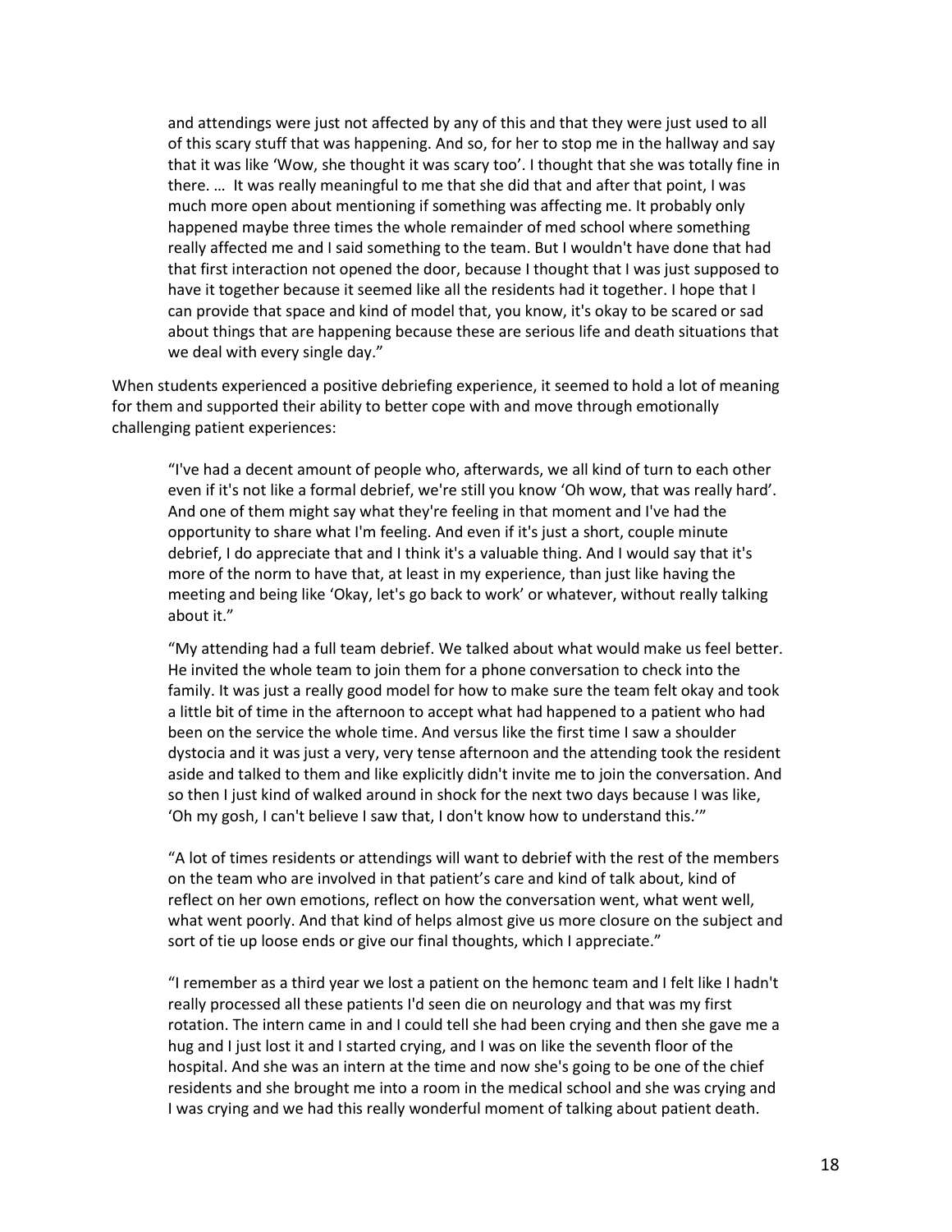> and attendings were just not affected by any of this and that they were just used to all of this scary stuff that was happening. And so, for her to stop me in the hallway and say that it was like 'Wow, she thought it was scary too'. I thought that she was totally fine in there. … It was really meaningful to me that she did that and after that point, I was much more open about mentioning if something was affecting me. It probably only happened maybe three times the whole remainder of med school where something really affected me and I said something to the team. But I wouldn't have done that had that first interaction not opened the door, because I thought that I was just supposed to have it together because it seemed like all the residents had it together. I hope that I can provide that space and kind of model that, you know, it's okay to be scared or sad about things that are happening because these are serious life and death situations that we deal with every single day."

When students experienced a positive debriefing experience, it seemed to hold a lot of meaning for them and supported their ability to better cope with and move through emotionally challenging patient experiences:

> "I've had a decent amount of people who, afterwards, we all kind of turn to each other even if it's not like a formal debrief, we're still you know 'Oh wow, that was really hard'. And one of them might say what they're feeling in that moment and I've had the opportunity to share what I'm feeling. And even if it's just a short, couple minute debrief, I do appreciate that and I think it's a valuable thing. And I would say that it's more of the norm to have that, at least in my experience, than just like having the meeting and being like 'Okay, let's go back to work' or whatever, without really talking about it."

> "My attending had a full team debrief. We talked about what would make us feel better. He invited the whole team to join them for a phone conversation to check into the family. It was just a really good model for how to make sure the team felt okay and took a little bit of time in the afternoon to accept what had happened to a patient who had been on the service the whole time. And versus like the first time I saw a shoulder dystocia and it was just a very, very tense afternoon and the attending took the resident aside and talked to them and like explicitly didn't invite me to join the conversation. And so then I just kind of walked around in shock for the next two days because I was like, 'Oh my gosh, I can't believe I saw that, I don't know how to understand this.'"

> "A lot of times residents or attendings will want to debrief with the rest of the members on the team who are involved in that patient's care and kind of talk about, kind of reflect on her own emotions, reflect on how the conversation went, what went well, what went poorly. And that kind of helps almost give us more closure on the subject and sort of tie up loose ends or give our final thoughts, which I appreciate."

> "I remember as a third year we lost a patient on the hemonc team and I felt like I hadn't really processed all these patients I'd seen die on neurology and that was my first rotation. The intern came in and I could tell she had been crying and then she gave me a hug and I just lost it and I started crying, and I was on like the seventh floor of the hospital. And she was an intern at the time and now she's going to be one of the chief residents and she brought me into a room in the medical school and she was crying and I was crying and we had this really wonderful moment of talking about patient death.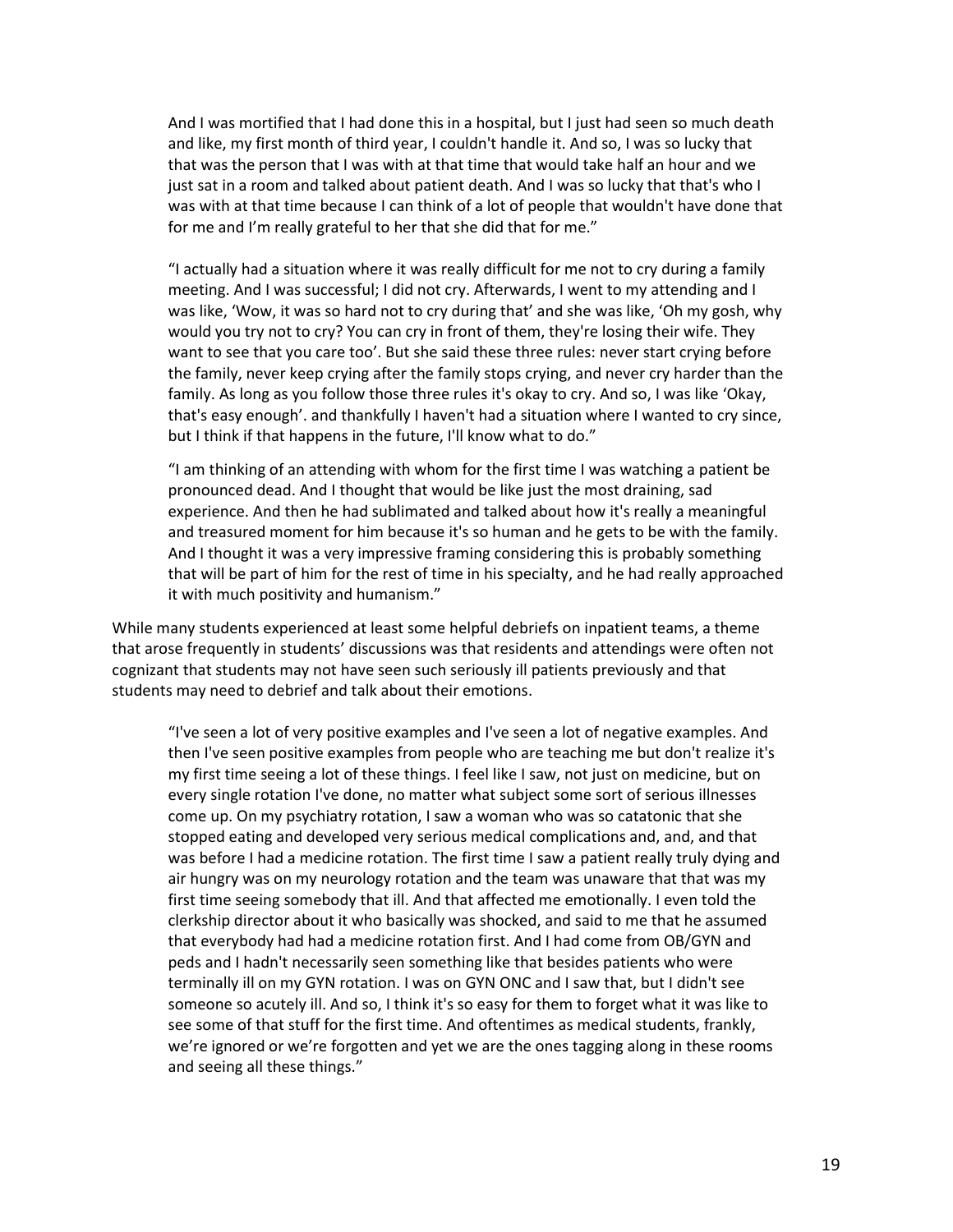> And I was mortified that I had done this in a hospital, but I just had seen so much death and like, my first month of third year, I couldn't handle it. And so, I was so lucky that that was the person that I was with at that time that would take half an hour and we just sat in a room and talked about patient death. And I was so lucky that that's who I was with at that time because I can think of a lot of people that wouldn't have done that for me and I'm really grateful to her that she did that for me."

> "I actually had a situation where it was really difficult for me not to cry during a family meeting. And I was successful; I did not cry. Afterwards, I went to my attending and I was like, 'Wow, it was so hard not to cry during that' and she was like, 'Oh my gosh, why would you try not to cry? You can cry in front of them, they're losing their wife. They want to see that you care too'. But she said these three rules: never start crying before the family, never keep crying after the family stops crying, and never cry harder than the family. As long as you follow those three rules it's okay to cry. And so, I was like 'Okay, that's easy enough'. and thankfully I haven't had a situation where I wanted to cry since, but I think if that happens in the future, I'll know what to do."

> "I am thinking of an attending with whom for the first time I was watching a patient be pronounced dead. And I thought that would be like just the most draining, sad experience. And then he had sublimated and talked about how it's really a meaningful and treasured moment for him because it's so human and he gets to be with the family. And I thought it was a very impressive framing considering this is probably something that will be part of him for the rest of time in his specialty, and he had really approached it with much positivity and humanism."

While many students experienced at least some helpful debriefs on inpatient teams, a theme that arose frequently in students' discussions was that residents and attendings were often not cognizant that students may not have seen such seriously ill patients previously and that students may need to debrief and talk about their emotions.

> "I've seen a lot of very positive examples and I've seen a lot of negative examples. And then I've seen positive examples from people who are teaching me but don't realize it's my first time seeing a lot of these things. I feel like I saw, not just on medicine, but on every single rotation I've done, no matter what subject some sort of serious illnesses come up. On my psychiatry rotation, I saw a woman who was so catatonic that she stopped eating and developed very serious medical complications and, and, and that was before I had a medicine rotation. The first time I saw a patient really truly dying and air hungry was on my neurology rotation and the team was unaware that that was my first time seeing somebody that ill. And that affected me emotionally. I even told the clerkship director about it who basically was shocked, and said to me that he assumed that everybody had had a medicine rotation first. And I had come from OB/GYN and peds and I hadn't necessarily seen something like that besides patients who were terminally ill on my GYN rotation. I was on GYN ONC and I saw that, but I didn't see someone so acutely ill. And so, I think it's so easy for them to forget what it was like to see some of that stuff for the first time. And oftentimes as medical students, frankly, we're ignored or we're forgotten and yet we are the ones tagging along in these rooms and seeing all these things."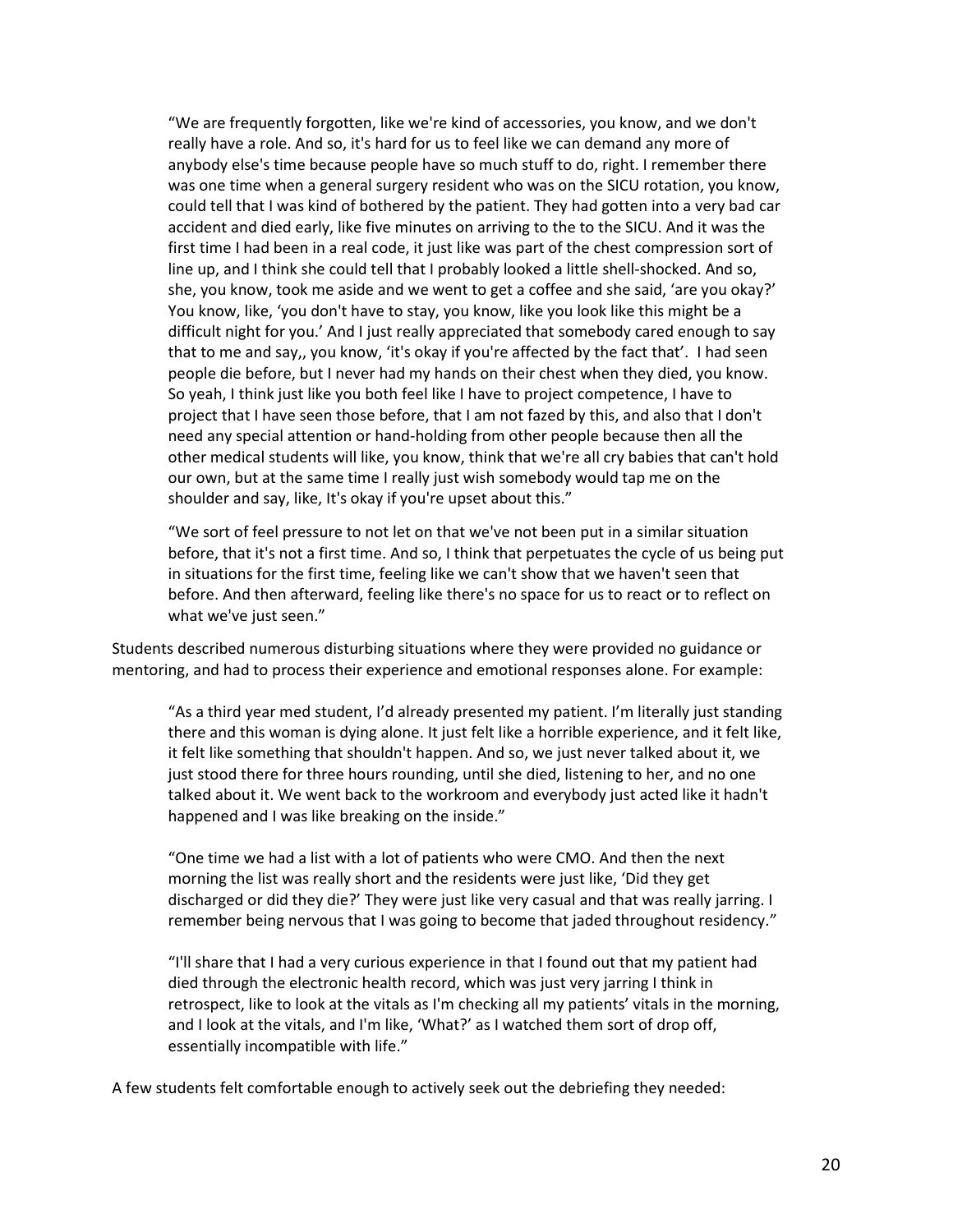> "We are frequently forgotten, like we're kind of accessories, you know, and we don't really have a role. And so, it's hard for us to feel like we can demand any more of anybody else's time because people have so much stuff to do, right. I remember there was one time when a general surgery resident who was on the SICU rotation, you know, could tell that I was kind of bothered by the patient. They had gotten into a very bad car accident and died early, like five minutes on arriving to the to the SICU. And it was the first time I had been in a real code, it just like was part of the chest compression sort of line up, and I think she could tell that I probably looked a little shell-shocked. And so, she, you know, took me aside and we went to get a coffee and she said, 'are you okay?' You know, like, 'you don't have to stay, you know, like you look like this might be a difficult night for you.' And I just really appreciated that somebody cared enough to say that to me and say,, you know, 'it's okay if you're affected by the fact that'. I had seen people die before, but I never had my hands on their chest when they died, you know. So yeah, I think just like you both feel like I have to project competence, I have to project that I have seen those before, that I am not fazed by this, and also that I don't need any special attention or hand-holding from other people because then all the other medical students will like, you know, think that we're all cry babies that can't hold our own, but at the same time I really just wish somebody would tap me on the shoulder and say, like, It's okay if you're upset about this."

> "We sort of feel pressure to not let on that we've not been put in a similar situation before, that it's not a first time. And so, I think that perpetuates the cycle of us being put in situations for the first time, feeling like we can't show that we haven't seen that before. And then afterward, feeling like there's no space for us to react or to reflect on what we've just seen."

Students described numerous disturbing situations where they were provided no guidance or mentoring, and had to process their experience and emotional responses alone. For example:

> "As a third year med student, I'd already presented my patient. I'm literally just standing there and this woman is dying alone. It just felt like a horrible experience, and it felt like, it felt like something that shouldn't happen. And so, we just never talked about it, we just stood there for three hours rounding, until she died, listening to her, and no one talked about it. We went back to the workroom and everybody just acted like it hadn't happened and I was like breaking on the inside."

> "One time we had a list with a lot of patients who were CMO. And then the next morning the list was really short and the residents were just like, 'Did they get discharged or did they die?' They were just like very casual and that was really jarring. I remember being nervous that I was going to become that jaded throughout residency."

> "I'll share that I had a very curious experience in that I found out that my patient had died through the electronic health record, which was just very jarring I think in retrospect, like to look at the vitals as I'm checking all my patients' vitals in the morning, and I look at the vitals, and I'm like, 'What?' as I watched them sort of drop off, essentially incompatible with life."

A few students felt comfortable enough to actively seek out the debriefing they needed: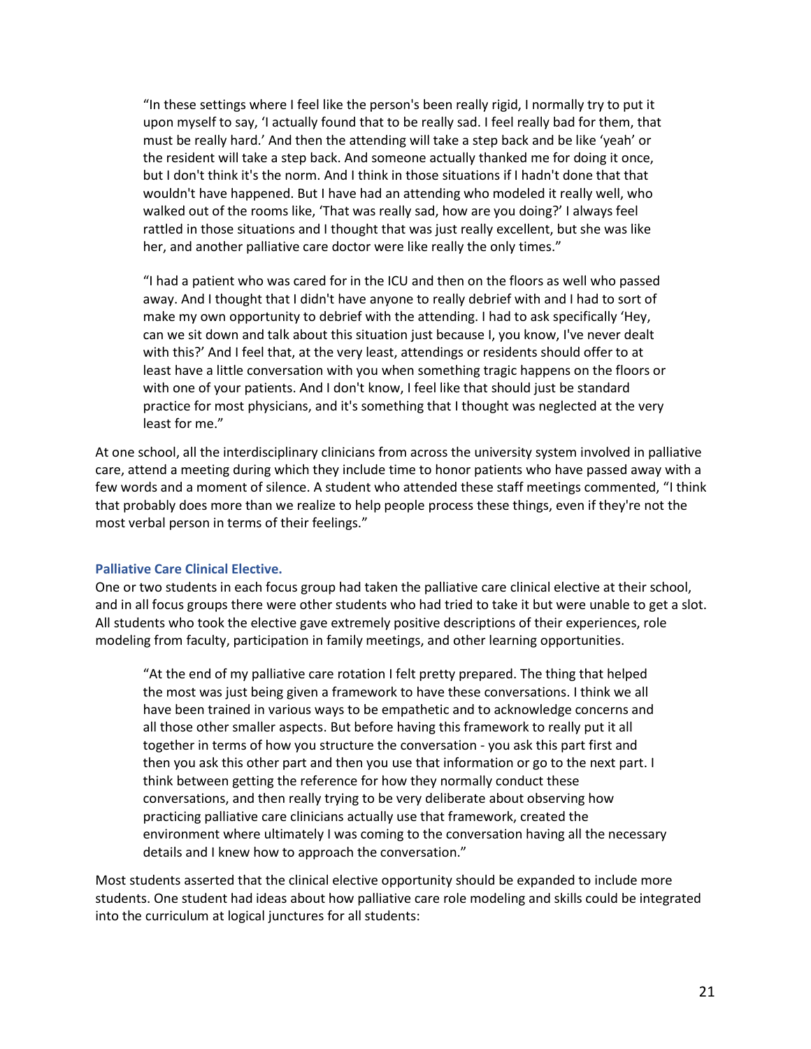> "In these settings where I feel like the person's been really rigid, I normally try to put it upon myself to say, 'I actually found that to be really sad. I feel really bad for them, that must be really hard.' And then the attending will take a step back and be like 'yeah' or the resident will take a step back. And someone actually thanked me for doing it once, but I don't think it's the norm. And I think in those situations if I hadn't done that that wouldn't have happened. But I have had an attending who modeled it really well, who walked out of the rooms like, 'That was really sad, how are you doing?' I always feel rattled in those situations and I thought that was just really excellent, but she was like her, and another palliative care doctor were like really the only times."

> "I had a patient who was cared for in the ICU and then on the floors as well who passed away. And I thought that I didn't have anyone to really debrief with and I had to sort of make my own opportunity to debrief with the attending. I had to ask specifically 'Hey, can we sit down and talk about this situation just because I, you know, I've never dealt with this?' And I feel that, at the very least, attendings or residents should offer to at least have a little conversation with you when something tragic happens on the floors or with one of your patients. And I don't know, I feel like that should just be standard practice for most physicians, and it's something that I thought was neglected at the very least for me."

At one school, all the interdisciplinary clinicians from across the university system involved in palliative care, attend a meeting during which they include time to honor patients who have passed away with a few words and a moment of silence. A student who attended these staff meetings commented, "I think that probably does more than we realize to help people process these things, even if they're not the most verbal person in terms of their feelings."

#### Palliative Care Clinical Elective.

One or two students in each focus group had taken the palliative care clinical elective at their school, and in all focus groups there were other students who had tried to take it but were unable to get a slot. All students who took the elective gave extremely positive descriptions of their experiences, role modeling from faculty, participation in family meetings, and other learning opportunities.

> "At the end of my palliative care rotation I felt pretty prepared. The thing that helped the most was just being given a framework to have these conversations. I think we all have been trained in various ways to be empathetic and to acknowledge concerns and all those other smaller aspects. But before having this framework to really put it all together in terms of how you structure the conversation - you ask this part first and then you ask this other part and then you use that information or go to the next part. I think between getting the reference for how they normally conduct these conversations, and then really trying to be very deliberate about observing how practicing palliative care clinicians actually use that framework, created the environment where ultimately I was coming to the conversation having all the necessary details and I knew how to approach the conversation."

Most students asserted that the clinical elective opportunity should be expanded to include more students. One student had ideas about how palliative care role modeling and skills could be integrated into the curriculum at logical junctures for all students: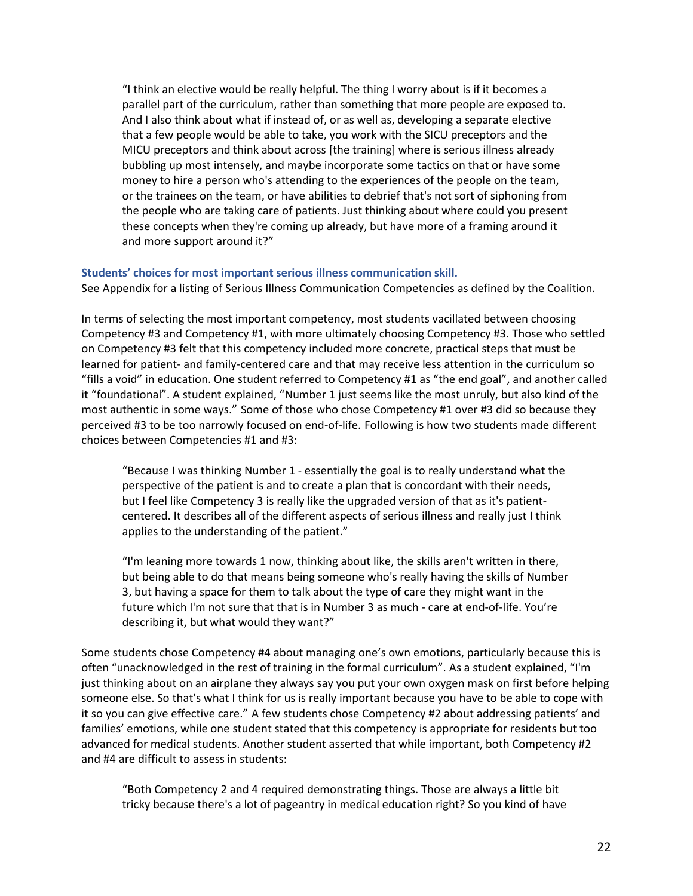> "I think an elective would be really helpful. The thing I worry about is if it becomes a parallel part of the curriculum, rather than something that more people are exposed to. And I also think about what if instead of, or as well as, developing a separate elective that a few people would be able to take, you work with the SICU preceptors and the MICU preceptors and think about across [the training] where is serious illness already bubbling up most intensely, and maybe incorporate some tactics on that or have some money to hire a person who's attending to the experiences of the people on the team, or the trainees on the team, or have abilities to debrief that's not sort of siphoning from the people who are taking care of patients. Just thinking about where could you present these concepts when they're coming up already, but have more of a framing around it and more support around it?"

### Students' choices for most important serious illness communication skill.

See Appendix for a listing of Serious Illness Communication Competencies as defined by the Coalition.

In terms of selecting the most important competency, most students vacillated between choosing Competency #3 and Competency #1, with more ultimately choosing Competency #3. Those who settled on Competency #3 felt that this competency included more concrete, practical steps that must be learned for patient- and family-centered care and that may receive less attention in the curriculum so "fills a void" in education. One student referred to Competency #1 as "the end goal", and another called it "foundational". A student explained, "Number 1 just seems like the most unruly, but also kind of the most authentic in some ways." Some of those who chose Competency #1 over #3 did so because they perceived #3 to be too narrowly focused on end-of-life. Following is how two students made different choices between Competencies #1 and #3:

> "Because I was thinking Number 1 - essentially the goal is to really understand what the perspective of the patient is and to create a plan that is concordant with their needs, but I feel like Competency 3 is really like the upgraded version of that as it's patient-centered. It describes all of the different aspects of serious illness and really just I think applies to the understanding of the patient."

> "I'm leaning more towards 1 now, thinking about like, the skills aren't written in there, but being able to do that means being someone who's really having the skills of Number 3, but having a space for them to talk about the type of care they might want in the future which I'm not sure that that is in Number 3 as much - care at end-of-life. You're describing it, but what would they want?"

Some students chose Competency #4 about managing one's own emotions, particularly because this is often "unacknowledged in the rest of training in the formal curriculum". As a student explained, "I'm just thinking about on an airplane they always say you put your own oxygen mask on first before helping someone else. So that's what I think for us is really important because you have to be able to cope with it so you can give effective care." A few students chose Competency #2 about addressing patients' and families' emotions, while one student stated that this competency is appropriate for residents but too advanced for medical students. Another student asserted that while important, both Competency #2 and #4 are difficult to assess in students:

> "Both Competency 2 and 4 required demonstrating things. Those are always a little bit tricky because there's a lot of pageantry in medical education right? So you kind of have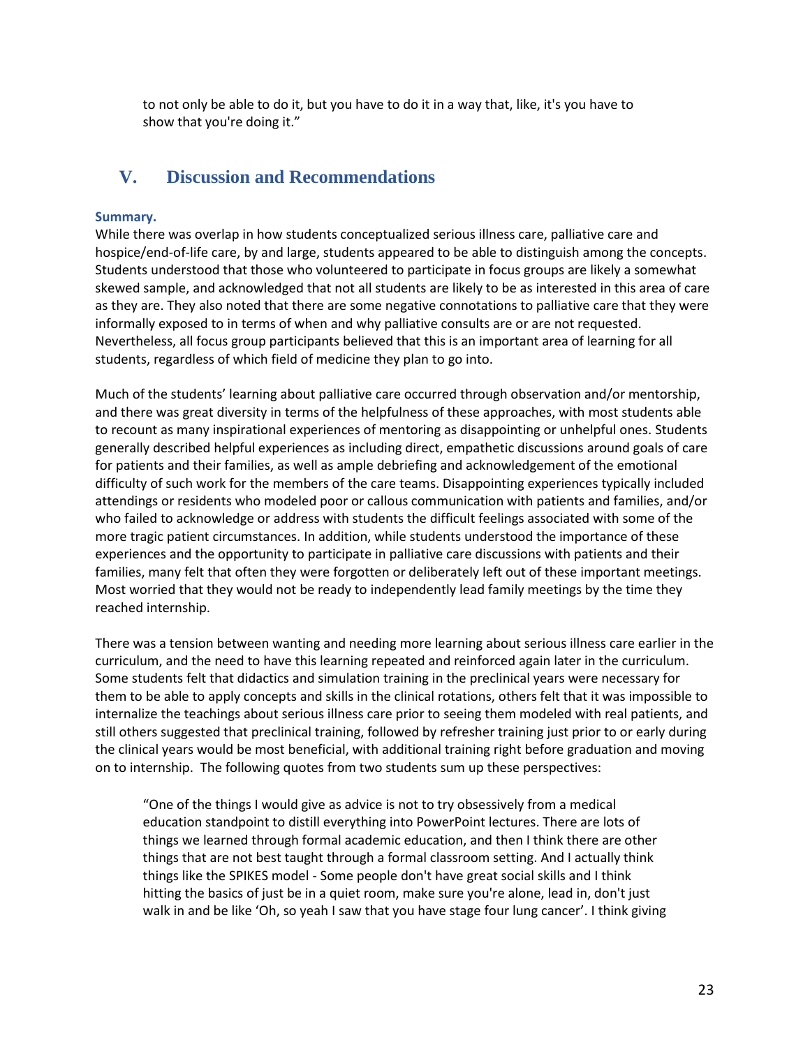> to not only be able to do it, but you have to do it in a way that, like, it's you have to show that you're doing it."

## V. Discussion and Recommendations

### Summary.

While there was overlap in how students conceptualized serious illness care, palliative care and hospice/end-of-life care, by and large, students appeared to be able to distinguish among the concepts. Students understood that those who volunteered to participate in focus groups are likely a somewhat skewed sample, and acknowledged that not all students are likely to be as interested in this area of care as they are. They also noted that there are some negative connotations to palliative care that they were informally exposed to in terms of when and why palliative consults are or are not requested. Nevertheless, all focus group participants believed that this is an important area of learning for all students, regardless of which field of medicine they plan to go into.

Much of the students' learning about palliative care occurred through observation and/or mentorship, and there was great diversity in terms of the helpfulness of these approaches, with most students able to recount as many inspirational experiences of mentoring as disappointing or unhelpful ones. Students generally described helpful experiences as including direct, empathetic discussions around goals of care for patients and their families, as well as ample debriefing and acknowledgement of the emotional difficulty of such work for the members of the care teams. Disappointing experiences typically included attendings or residents who modeled poor or callous communication with patients and families, and/or who failed to acknowledge or address with students the difficult feelings associated with some of the more tragic patient circumstances. In addition, while students understood the importance of these experiences and the opportunity to participate in palliative care discussions with patients and their families, many felt that often they were forgotten or deliberately left out of these important meetings. Most worried that they would not be ready to independently lead family meetings by the time they reached internship.

There was a tension between wanting and needing more learning about serious illness care earlier in the curriculum, and the need to have this learning repeated and reinforced again later in the curriculum. Some students felt that didactics and simulation training in the preclinical years were necessary for them to be able to apply concepts and skills in the clinical rotations, others felt that it was impossible to internalize the teachings about serious illness care prior to seeing them modeled with real patients, and still others suggested that preclinical training, followed by refresher training just prior to or early during the clinical years would be most beneficial, with additional training right before graduation and moving on to internship. The following quotes from two students sum up these perspectives:

> "One of the things I would give as advice is not to try obsessively from a medical education standpoint to distill everything into PowerPoint lectures. There are lots of things we learned through formal academic education, and then I think there are other things that are not best taught through a formal classroom setting. And I actually think things like the SPIKES model - Some people don't have great social skills and I think hitting the basics of just be in a quiet room, make sure you're alone, lead in, don't just walk in and be like 'Oh, so yeah I saw that you have stage four lung cancer'. I think giving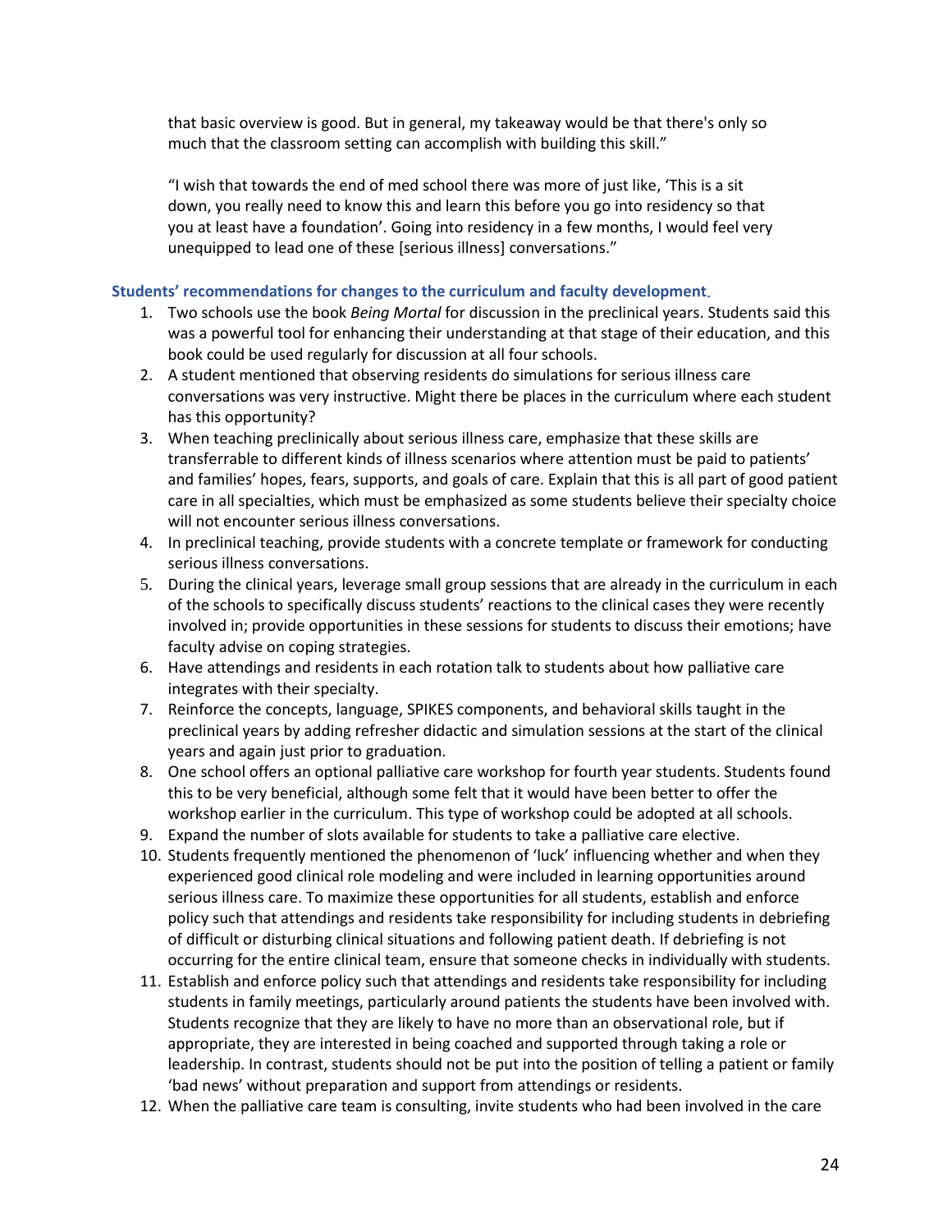that basic overview is good. But in general, my takeaway would be that there's only so much that the classroom setting can accomplish with building this skill."

"I wish that towards the end of med school there was more of just like, 'This is a sit down, you really need to know this and learn this before you go into residency so that you at least have a foundation'. Going into residency in a few months, I would feel very unequipped to lead one of these [serious illness] conversations."

### Students' recommendations for changes to the curriculum and faculty development.

1. Two schools use the book *Being Mortal* for discussion in the preclinical years. Students said this was a powerful tool for enhancing their understanding at that stage of their education, and this book could be used regularly for discussion at all four schools.
2. A student mentioned that observing residents do simulations for serious illness care conversations was very instructive. Might there be places in the curriculum where each student has this opportunity?
3. When teaching preclinically about serious illness care, emphasize that these skills are transferrable to different kinds of illness scenarios where attention must be paid to patients' and families' hopes, fears, supports, and goals of care. Explain that this is all part of good patient care in all specialties, which must be emphasized as some students believe their specialty choice will not encounter serious illness conversations.
4. In preclinical teaching, provide students with a concrete template or framework for conducting serious illness conversations.
5. During the clinical years, leverage small group sessions that are already in the curriculum in each of the schools to specifically discuss students' reactions to the clinical cases they were recently involved in; provide opportunities in these sessions for students to discuss their emotions; have faculty advise on coping strategies.
6. Have attendings and residents in each rotation talk to students about how palliative care integrates with their specialty.
7. Reinforce the concepts, language, SPIKES components, and behavioral skills taught in the preclinical years by adding refresher didactic and simulation sessions at the start of the clinical years and again just prior to graduation.
8. One school offers an optional palliative care workshop for fourth year students. Students found this to be very beneficial, although some felt that it would have been better to offer the workshop earlier in the curriculum. This type of workshop could be adopted at all schools.
9. Expand the number of slots available for students to take a palliative care elective.
10. Students frequently mentioned the phenomenon of 'luck' influencing whether and when they experienced good clinical role modeling and were included in learning opportunities around serious illness care. To maximize these opportunities for all students, establish and enforce policy such that attendings and residents take responsibility for including students in debriefing of difficult or disturbing clinical situations and following patient death. If debriefing is not occurring for the entire clinical team, ensure that someone checks in individually with students.
11. Establish and enforce policy such that attendings and residents take responsibility for including students in family meetings, particularly around patients the students have been involved with. Students recognize that they are likely to have no more than an observational role, but if appropriate, they are interested in being coached and supported through taking a role or leadership. In contrast, students should not be put into the position of telling a patient or family 'bad news' without preparation and support from attendings or residents.
12. When the palliative care team is consulting, invite students who had been involved in the care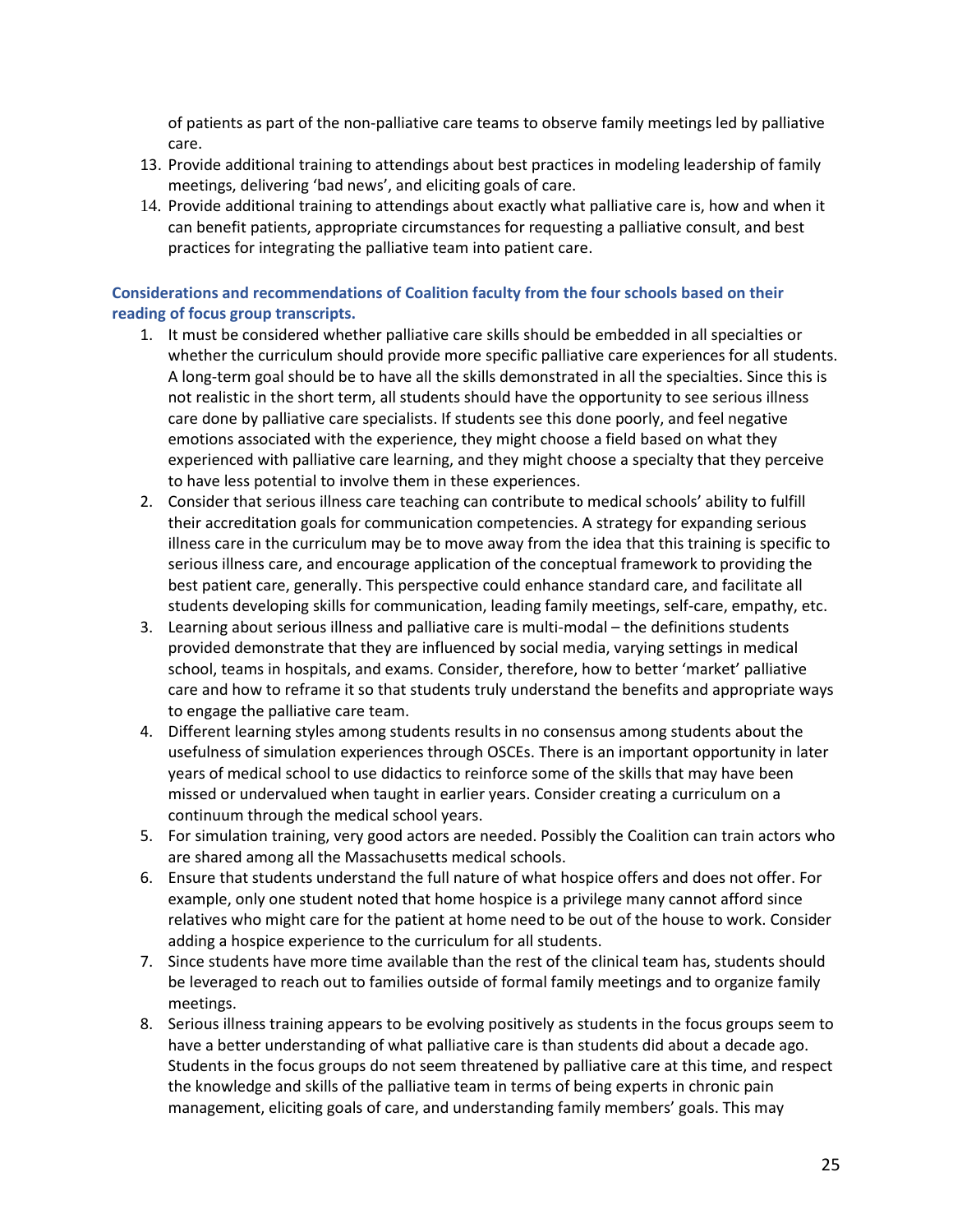of patients as part of the non-palliative care teams to observe family meetings led by palliative care.

13. Provide additional training to attendings about best practices in modeling leadership of family meetings, delivering 'bad news', and eliciting goals of care.
14. Provide additional training to attendings about exactly what palliative care is, how and when it can benefit patients, appropriate circumstances for requesting a palliative consult, and best practices for integrating the palliative team into patient care.

**Considerations and recommendations of Coalition faculty from the four schools based on their reading of focus group transcripts.**

1. It must be considered whether palliative care skills should be embedded in all specialties or whether the curriculum should provide more specific palliative care experiences for all students. A long-term goal should be to have all the skills demonstrated in all the specialties. Since this is not realistic in the short term, all students should have the opportunity to see serious illness care done by palliative care specialists. If students see this done poorly, and feel negative emotions associated with the experience, they might choose a field based on what they experienced with palliative care learning, and they might choose a specialty that they perceive to have less potential to involve them in these experiences.
2. Consider that serious illness care teaching can contribute to medical schools' ability to fulfill their accreditation goals for communication competencies. A strategy for expanding serious illness care in the curriculum may be to move away from the idea that this training is specific to serious illness care, and encourage application of the conceptual framework to providing the best patient care, generally. This perspective could enhance standard care, and facilitate all students developing skills for communication, leading family meetings, self-care, empathy, etc.
3. Learning about serious illness and palliative care is multi-modal – the definitions students provided demonstrate that they are influenced by social media, varying settings in medical school, teams in hospitals, and exams. Consider, therefore, how to better 'market' palliative care and how to reframe it so that students truly understand the benefits and appropriate ways to engage the palliative care team.
4. Different learning styles among students results in no consensus among students about the usefulness of simulation experiences through OSCEs. There is an important opportunity in later years of medical school to use didactics to reinforce some of the skills that may have been missed or undervalued when taught in earlier years. Consider creating a curriculum on a continuum through the medical school years.
5. For simulation training, very good actors are needed. Possibly the Coalition can train actors who are shared among all the Massachusetts medical schools.
6. Ensure that students understand the full nature of what hospice offers and does not offer. For example, only one student noted that home hospice is a privilege many cannot afford since relatives who might care for the patient at home need to be out of the house to work. Consider adding a hospice experience to the curriculum for all students.
7. Since students have more time available than the rest of the clinical team has, students should be leveraged to reach out to families outside of formal family meetings and to organize family meetings.
8. Serious illness training appears to be evolving positively as students in the focus groups seem to have a better understanding of what palliative care is than students did about a decade ago. Students in the focus groups do not seem threatened by palliative care at this time, and respect the knowledge and skills of the palliative team in terms of being experts in chronic pain management, eliciting goals of care, and understanding family members' goals. This may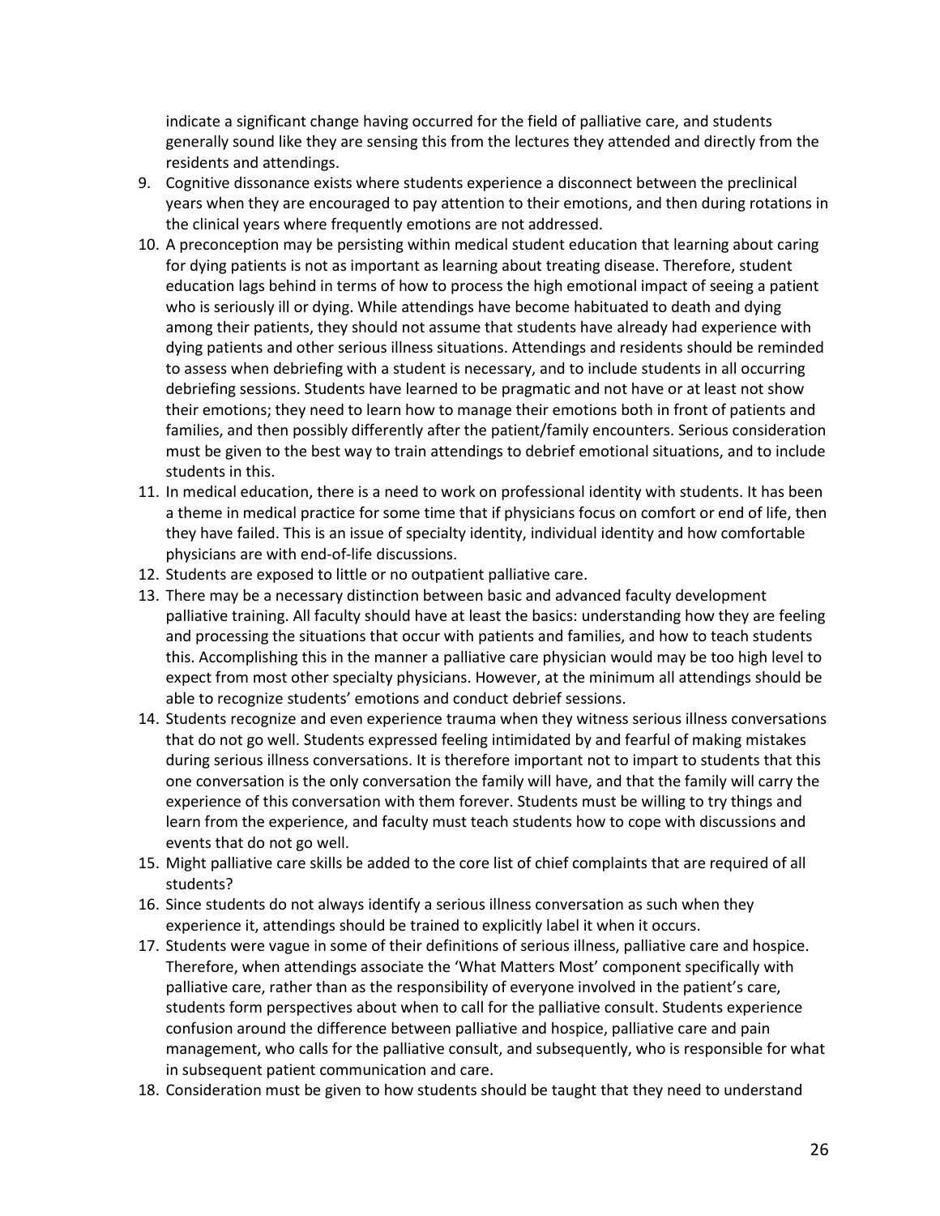indicate a significant change having occurred for the field of palliative care, and students generally sound like they are sensing this from the lectures they attended and directly from the residents and attendings.

9. Cognitive dissonance exists where students experience a disconnect between the preclinical years when they are encouraged to pay attention to their emotions, and then during rotations in the clinical years where frequently emotions are not addressed.
10. A preconception may be persisting within medical student education that learning about caring for dying patients is not as important as learning about treating disease. Therefore, student education lags behind in terms of how to process the high emotional impact of seeing a patient who is seriously ill or dying. While attendings have become habituated to death and dying among their patients, they should not assume that students have already had experience with dying patients and other serious illness situations. Attendings and residents should be reminded to assess when debriefing with a student is necessary, and to include students in all occurring debriefing sessions. Students have learned to be pragmatic and not have or at least not show their emotions; they need to learn how to manage their emotions both in front of patients and families, and then possibly differently after the patient/family encounters. Serious consideration must be given to the best way to train attendings to debrief emotional situations, and to include students in this.
11. In medical education, there is a need to work on professional identity with students. It has been a theme in medical practice for some time that if physicians focus on comfort or end of life, then they have failed. This is an issue of specialty identity, individual identity and how comfortable physicians are with end-of-life discussions.
12. Students are exposed to little or no outpatient palliative care.
13. There may be a necessary distinction between basic and advanced faculty development palliative training. All faculty should have at least the basics: understanding how they are feeling and processing the situations that occur with patients and families, and how to teach students this. Accomplishing this in the manner a palliative care physician would may be too high level to expect from most other specialty physicians. However, at the minimum all attendings should be able to recognize students' emotions and conduct debrief sessions.
14. Students recognize and even experience trauma when they witness serious illness conversations that do not go well. Students expressed feeling intimidated by and fearful of making mistakes during serious illness conversations. It is therefore important not to impart to students that this one conversation is the only conversation the family will have, and that the family will carry the experience of this conversation with them forever. Students must be willing to try things and learn from the experience, and faculty must teach students how to cope with discussions and events that do not go well.
15. Might palliative care skills be added to the core list of chief complaints that are required of all students?
16. Since students do not always identify a serious illness conversation as such when they experience it, attendings should be trained to explicitly label it when it occurs.
17. Students were vague in some of their definitions of serious illness, palliative care and hospice. Therefore, when attendings associate the 'What Matters Most' component specifically with palliative care, rather than as the responsibility of everyone involved in the patient's care, students form perspectives about when to call for the palliative consult. Students experience confusion around the difference between palliative and hospice, palliative care and pain management, who calls for the palliative consult, and subsequently, who is responsible for what in subsequent patient communication and care.
18. Consideration must be given to how students should be taught that they need to understand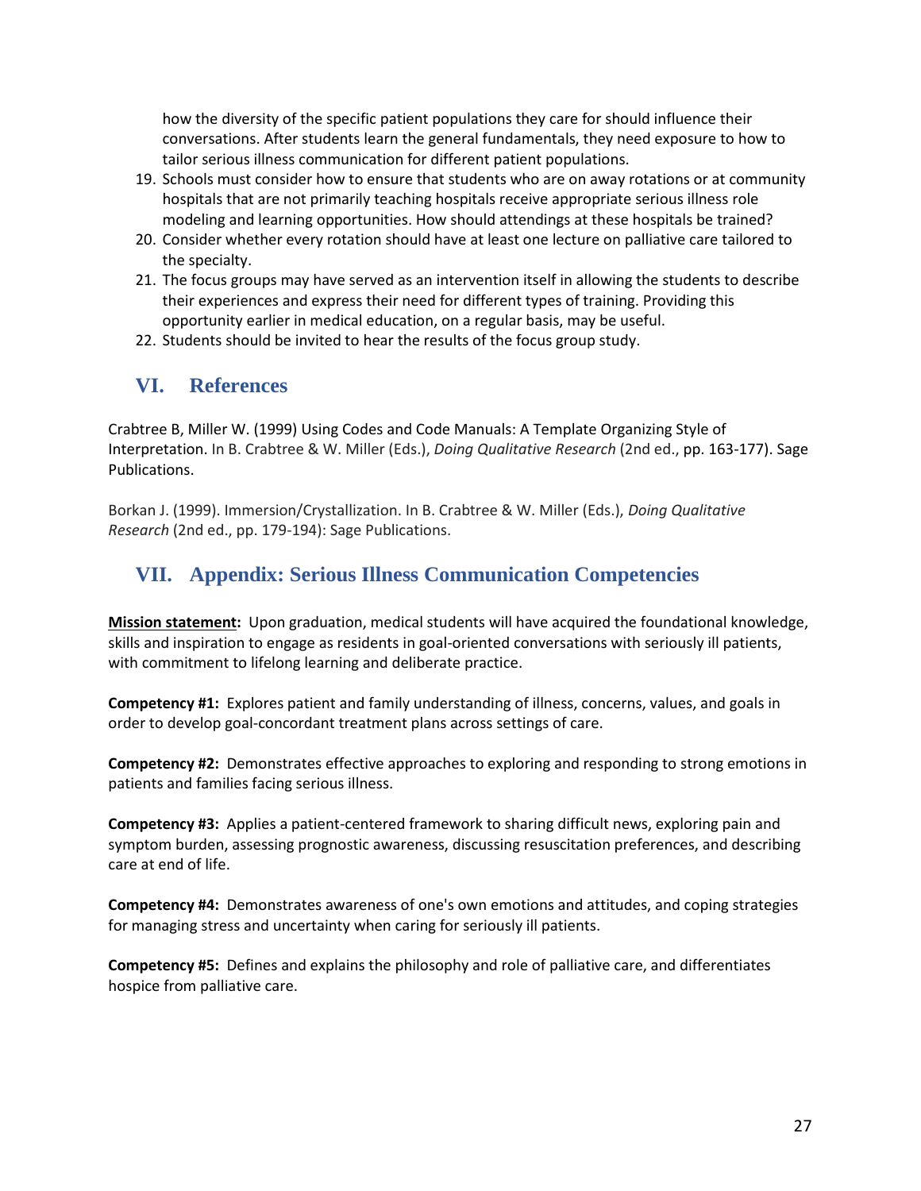how the diversity of the specific patient populations they care for should influence their conversations. After students learn the general fundamentals, they need exposure to how to tailor serious illness communication for different patient populations.

19. Schools must consider how to ensure that students who are on away rotations or at community hospitals that are not primarily teaching hospitals receive appropriate serious illness role modeling and learning opportunities. How should attendings at these hospitals be trained?
20. Consider whether every rotation should have at least one lecture on palliative care tailored to the specialty.
21. The focus groups may have served as an intervention itself in allowing the students to describe their experiences and express their need for different types of training. Providing this opportunity earlier in medical education, on a regular basis, may be useful.
22. Students should be invited to hear the results of the focus group study.

## VI. References

Crabtree B, Miller W. (1999) Using Codes and Code Manuals: A Template Organizing Style of Interpretation. In B. Crabtree & W. Miller (Eds.), *Doing Qualitative Research* (2nd ed., pp. 163-177). Sage Publications.

Borkan J. (1999). Immersion/Crystallization. In B. Crabtree & W. Miller (Eds.), *Doing Qualitative Research* (2nd ed., pp. 179-194): Sage Publications.

## VII. Appendix: Serious Illness Communication Competencies

**Mission statement:** Upon graduation, medical students will have acquired the foundational knowledge, skills and inspiration to engage as residents in goal-oriented conversations with seriously ill patients, with commitment to lifelong learning and deliberate practice.

**Competency #1:** Explores patient and family understanding of illness, concerns, values, and goals in order to develop goal-concordant treatment plans across settings of care.

**Competency #2:** Demonstrates effective approaches to exploring and responding to strong emotions in patients and families facing serious illness.

**Competency #3:** Applies a patient-centered framework to sharing difficult news, exploring pain and symptom burden, assessing prognostic awareness, discussing resuscitation preferences, and describing care at end of life.

**Competency #4:** Demonstrates awareness of one's own emotions and attitudes, and coping strategies for managing stress and uncertainty when caring for seriously ill patients.

**Competency #5:** Defines and explains the philosophy and role of palliative care, and differentiates hospice from palliative care.